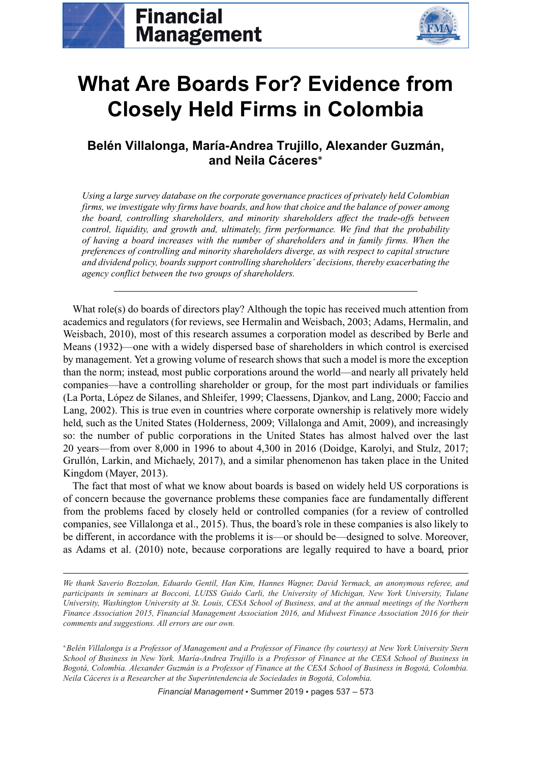# What Are Boards For? Evidence from Closely Held Firms in Colombia

### Belén Villalonga, María-Andrea Trujillo, Alexander Guzmán, and Neila Cáceres*

*Using a large survey database on the corporate governance practices of privately held Colombian firms, we investigate why firms have boards, and how that choice and the balance of power among the board, controlling shareholders, and minority shareholders affect the trade-offs between control, liquidity, and growth and, ultimately, firm performance. We find that the probability of having a board increases with the number of shareholders and in family firms. When the preferences of controlling and minority shareholders diverge, as with respect to capital structure and dividend policy, boards support controlling shareholders' decisions, thereby exacerbating the agency conflict between the two groups of shareholders.*

---

What role(s) do boards of directors play? Although the topic has received much attention from academics and regulators (for reviews, see Hermalin and Weisbach, 2003; Adams, Hermalin, and Weisbach, 2010), most of this research assumes a corporation model as described by Berle and Means (1932)—one with a widely dispersed base of shareholders in which control is exercised by management. Yet a growing volume of research shows that such a model is more the exception than the norm; instead, most public corporations around the world—and nearly all privately held companies—have a controlling shareholder or group, for the most part individuals or families (La Porta, López de Silanes, and Shleifer, 1999; Claessens, Djankov, and Lang, 2000; Faccio and Lang, 2002). This is true even in countries where corporate ownership is relatively more widely held, such as the United States (Holderness, 2009; Villalonga and Amit, 2009), and increasingly so: the number of public corporations in the United States has almost halved over the last 20 years—from over 8,000 in 1996 to about 4,300 in 2016 (Doidge, Karolyi, and Stulz, 2017; Grullón, Larkin, and Michaely, 2017), and a similar phenomenon has taken place in the United Kingdom (Mayer, 2013).

The fact that most of what we know about boards is based on widely held US corporations is of concern because the governance problems these companies face are fundamentally different from the problems faced by closely held or controlled companies (for a review of controlled companies, see Villalonga et al., 2015). Thus, the board's role in these companies is also likely to be different, in accordance with the problems it is—or should be—designed to solve. Moreover, as Adams et al. (2010) note, because corporations are legally required to have a board, prior

---

*We thank Saverio Bozzolan, Eduardo Gentil, Han Kim, Hannes Wagner, David Yermack, an anonymous referee, and participants in seminars at Bocconi, LUISS Guido Carli, the University of Michigan, New York University, Tulane University, Washington University at St. Louis, CESA School of Business, and at the annual meetings of the Northern Finance Association 2015, Financial Management Association 2016, and Midwest Finance Association 2016 for their comments and suggestions. All errors are our own.*

*\*Belén Villalonga is a Professor of Management and a Professor of Finance (by courtesy) at New York University Stern School of Business in New York. María-Andrea Trujillo is a Professor of Finance at the CESA School of Business in Bogotá, Colombia. Alexander Guzmán is a Professor of Finance at the CESA School of Business in Bogotá, Colombia. Neila Cáceres is a Researcher at the Superintendencia de Sociedades in Bogotá, Colombia.*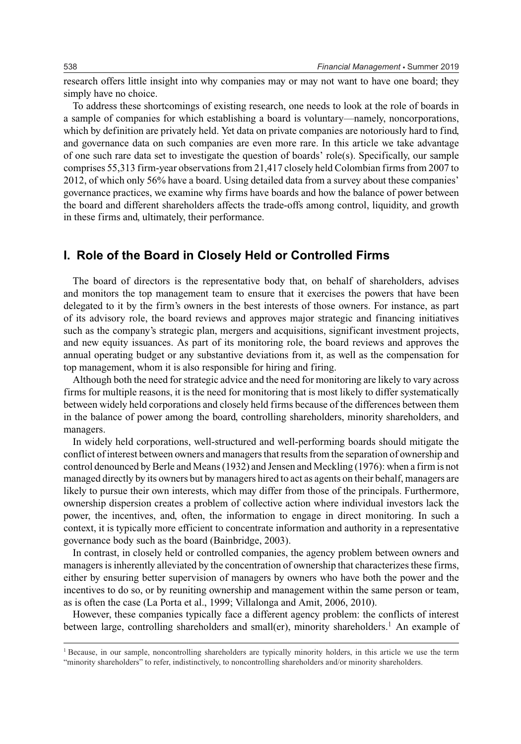research offers little insight into why companies may or may not want to have one board; they simply have no choice.

To address these shortcomings of existing research, one needs to look at the role of boards in a sample of companies for which establishing a board is voluntary—namely, noncorporations, which by definition are privately held. Yet data on private companies are notoriously hard to find, and governance data on such companies are even more rare. In this article we take advantage of one such rare data set to investigate the question of boards' role(s). Specifically, our sample comprises 55,313 firm-year observations from 21,417 closely held Colombian firms from 2007 to 2012, of which only 56% have a board. Using detailed data from a survey about these companies' governance practices, we examine why firms have boards and how the balance of power between the board and different shareholders affects the trade-offs among control, liquidity, and growth in these firms and, ultimately, their performance.

## I. Role of the Board in Closely Held or Controlled Firms

The board of directors is the representative body that, on behalf of shareholders, advises and monitors the top management team to ensure that it exercises the powers that have been delegated to it by the firm's owners in the best interests of those owners. For instance, as part of its advisory role, the board reviews and approves major strategic and financing initiatives such as the company's strategic plan, mergers and acquisitions, significant investment projects, and new equity issuances. As part of its monitoring role, the board reviews and approves the annual operating budget or any substantive deviations from it, as well as the compensation for top management, whom it is also responsible for hiring and firing.

Although both the need for strategic advice and the need for monitoring are likely to vary across firms for multiple reasons, it is the need for monitoring that is most likely to differ systematically between widely held corporations and closely held firms because of the differences between them in the balance of power among the board, controlling shareholders, minority shareholders, and managers.

In widely held corporations, well-structured and well-performing boards should mitigate the conflict of interest between owners and managers that results from the separation of ownership and control denounced by Berle and Means (1932) and Jensen and Meckling (1976): when a firm is not managed directly by its owners but by managers hired to act as agents on their behalf, managers are likely to pursue their own interests, which may differ from those of the principals. Furthermore, ownership dispersion creates a problem of collective action where individual investors lack the power, the incentives, and, often, the information to engage in direct monitoring. In such a context, it is typically more efficient to concentrate information and authority in a representative governance body such as the board (Bainbridge, 2003).

In contrast, in closely held or controlled companies, the agency problem between owners and managers is inherently alleviated by the concentration of ownership that characterizes these firms, either by ensuring better supervision of managers by owners who have both the power and the incentives to do so, or by reuniting ownership and management within the same person or team, as is often the case (La Porta et al., 1999; Villalonga and Amit, 2006, 2010).

However, these companies typically face a different agency problem: the conflicts of interest between large, controlling shareholders and small(er), minority shareholders.[1] An example of

[1] Because, in our sample, noncontrolling shareholders are typically minority holders, in this article we use the term "minority shareholders" to refer, indistinctively, to noncontrolling shareholders and/or minority shareholders.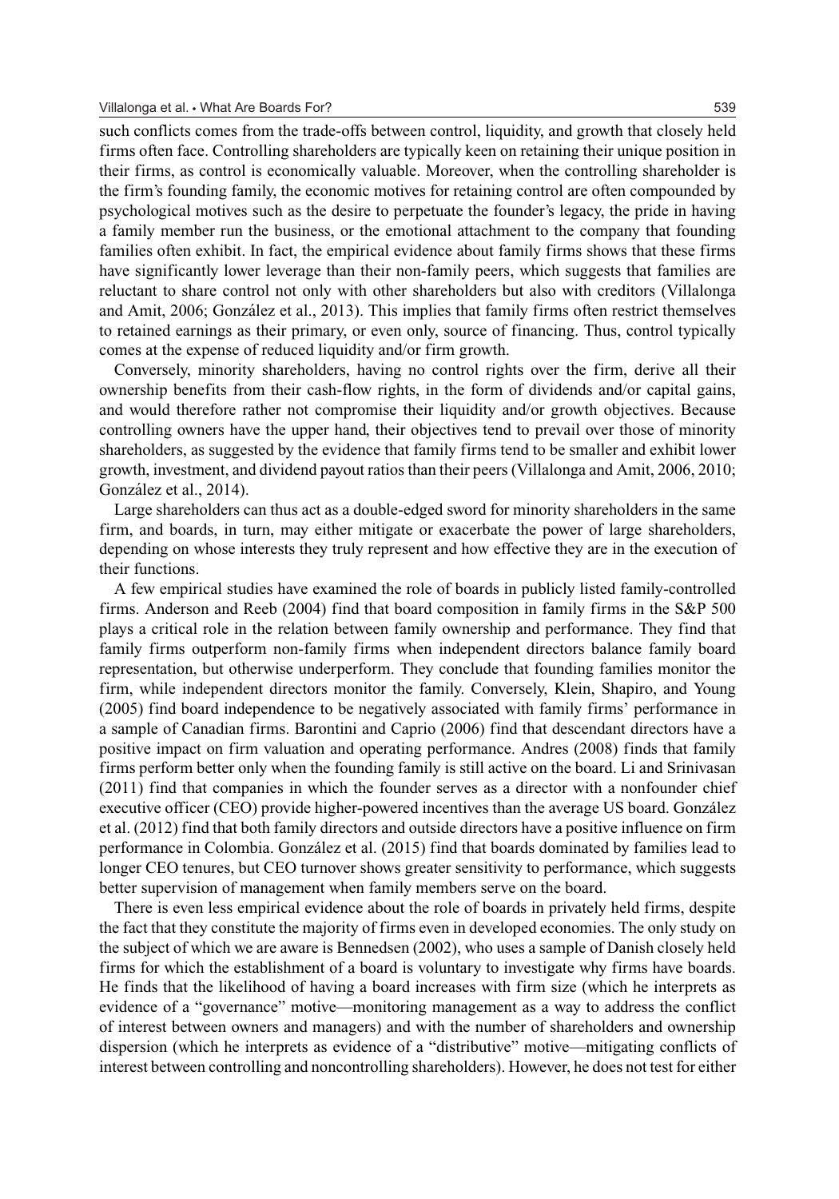such conflicts comes from the trade-offs between control, liquidity, and growth that closely held firms often face. Controlling shareholders are typically keen on retaining their unique position in their firms, as control is economically valuable. Moreover, when the controlling shareholder is the firm's founding family, the economic motives for retaining control are often compounded by psychological motives such as the desire to perpetuate the founder's legacy, the pride in having a family member run the business, or the emotional attachment to the company that founding families often exhibit. In fact, the empirical evidence about family firms shows that these firms have significantly lower leverage than their non-family peers, which suggests that families are reluctant to share control not only with other shareholders but also with creditors (Villalonga and Amit, 2006; González et al., 2013). This implies that family firms often restrict themselves to retained earnings as their primary, or even only, source of financing. Thus, control typically comes at the expense of reduced liquidity and/or firm growth.

Conversely, minority shareholders, having no control rights over the firm, derive all their ownership benefits from their cash-flow rights, in the form of dividends and/or capital gains, and would therefore rather not compromise their liquidity and/or growth objectives. Because controlling owners have the upper hand, their objectives tend to prevail over those of minority shareholders, as suggested by the evidence that family firms tend to be smaller and exhibit lower growth, investment, and dividend payout ratios than their peers (Villalonga and Amit, 2006, 2010; González et al., 2014).

Large shareholders can thus act as a double-edged sword for minority shareholders in the same firm, and boards, in turn, may either mitigate or exacerbate the power of large shareholders, depending on whose interests they truly represent and how effective they are in the execution of their functions.

A few empirical studies have examined the role of boards in publicly listed family-controlled firms. Anderson and Reeb (2004) find that board composition in family firms in the S&P 500 plays a critical role in the relation between family ownership and performance. They find that family firms outperform non-family firms when independent directors balance family board representation, but otherwise underperform. They conclude that founding families monitor the firm, while independent directors monitor the family. Conversely, Klein, Shapiro, and Young (2005) find board independence to be negatively associated with family firms' performance in a sample of Canadian firms. Barontini and Caprio (2006) find that descendant directors have a positive impact on firm valuation and operating performance. Andres (2008) finds that family firms perform better only when the founding family is still active on the board. Li and Srinivasan (2011) find that companies in which the founder serves as a director with a nonfounder chief executive officer (CEO) provide higher-powered incentives than the average US board. González et al. (2012) find that both family directors and outside directors have a positive influence on firm performance in Colombia. González et al. (2015) find that boards dominated by families lead to longer CEO tenures, but CEO turnover shows greater sensitivity to performance, which suggests better supervision of management when family members serve on the board.

There is even less empirical evidence about the role of boards in privately held firms, despite the fact that they constitute the majority of firms even in developed economies. The only study on the subject of which we are aware is Bennedsen (2002), who uses a sample of Danish closely held firms for which the establishment of a board is voluntary to investigate why firms have boards. He finds that the likelihood of having a board increases with firm size (which he interprets as evidence of a "governance" motive—monitoring management as a way to address the conflict of interest between owners and managers) and with the number of shareholders and ownership dispersion (which he interprets as evidence of a "distributive" motive—mitigating conflicts of interest between controlling and noncontrolling shareholders). However, he does not test for either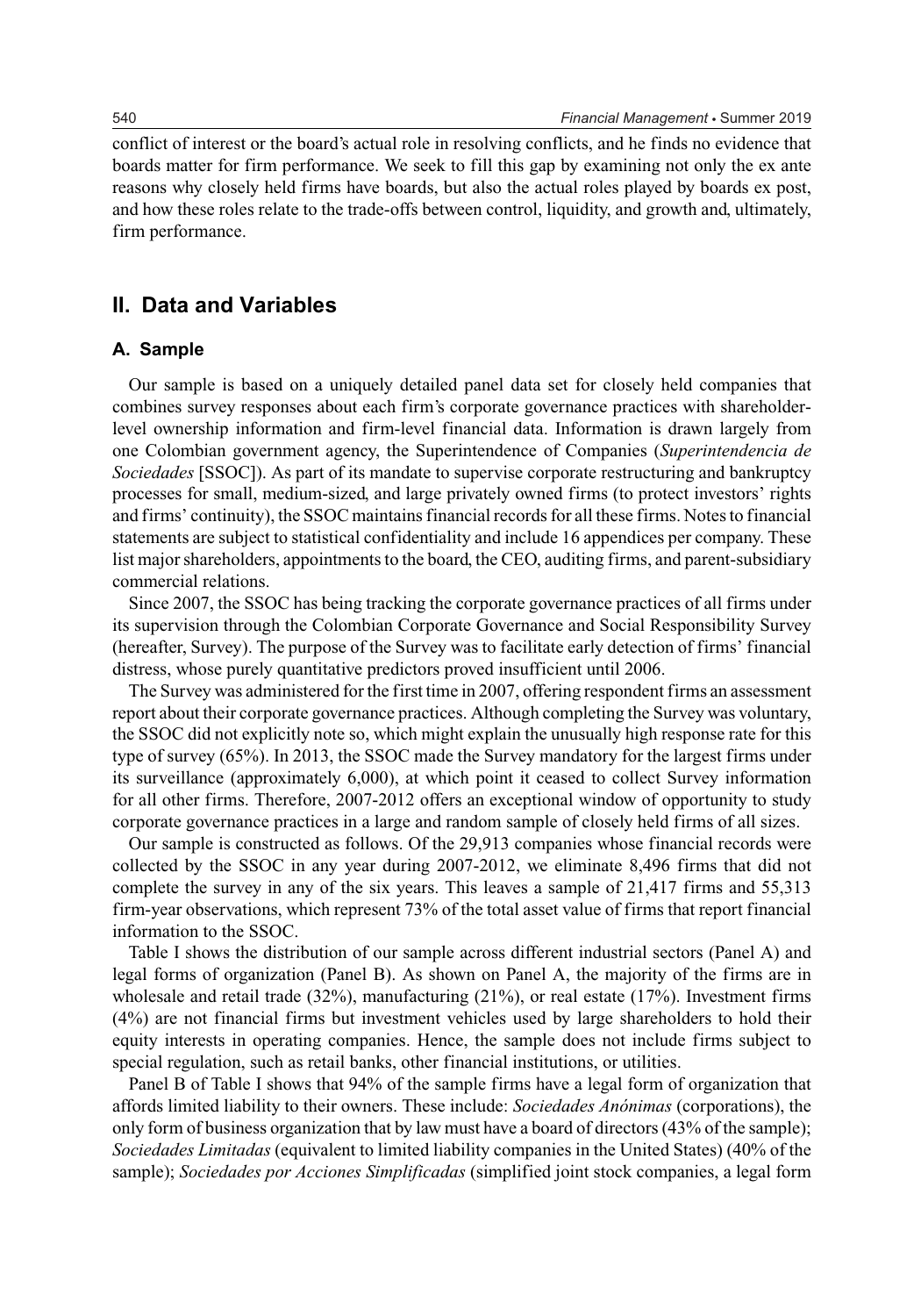conflict of interest or the board's actual role in resolving conflicts, and he finds no evidence that boards matter for firm performance. We seek to fill this gap by examining not only the ex ante reasons why closely held firms have boards, but also the actual roles played by boards ex post, and how these roles relate to the trade-offs between control, liquidity, and growth and, ultimately, firm performance.

## II. Data and Variables

### A. Sample

Our sample is based on a uniquely detailed panel data set for closely held companies that combines survey responses about each firm's corporate governance practices with shareholder-level ownership information and firm-level financial data. Information is drawn largely from one Colombian government agency, the Superintendence of Companies (*Superintendencia de Sociedades* [SSOC]). As part of its mandate to supervise corporate restructuring and bankruptcy processes for small, medium-sized, and large privately owned firms (to protect investors' rights and firms' continuity), the SSOC maintains financial records for all these firms. Notes to financial statements are subject to statistical confidentiality and include 16 appendices per company. These list major shareholders, appointments to the board, the CEO, auditing firms, and parent-subsidiary commercial relations.

Since 2007, the SSOC has being tracking the corporate governance practices of all firms under its supervision through the Colombian Corporate Governance and Social Responsibility Survey (hereafter, Survey). The purpose of the Survey was to facilitate early detection of firms' financial distress, whose purely quantitative predictors proved insufficient until 2006.

The Survey was administered for the first time in 2007, offering respondent firms an assessment report about their corporate governance practices. Although completing the Survey was voluntary, the SSOC did not explicitly note so, which might explain the unusually high response rate for this type of survey (65%). In 2013, the SSOC made the Survey mandatory for the largest firms under its surveillance (approximately 6,000), at which point it ceased to collect Survey information for all other firms. Therefore, 2007-2012 offers an exceptional window of opportunity to study corporate governance practices in a large and random sample of closely held firms of all sizes.

Our sample is constructed as follows. Of the 29,913 companies whose financial records were collected by the SSOC in any year during 2007-2012, we eliminate 8,496 firms that did not complete the survey in any of the six years. This leaves a sample of 21,417 firms and 55,313 firm-year observations, which represent 73% of the total asset value of firms that report financial information to the SSOC.

Table I shows the distribution of our sample across different industrial sectors (Panel A) and legal forms of organization (Panel B). As shown on Panel A, the majority of the firms are in wholesale and retail trade (32%), manufacturing (21%), or real estate (17%). Investment firms (4%) are not financial firms but investment vehicles used by large shareholders to hold their equity interests in operating companies. Hence, the sample does not include firms subject to special regulation, such as retail banks, other financial institutions, or utilities.

Panel B of Table I shows that 94% of the sample firms have a legal form of organization that affords limited liability to their owners. These include: *Sociedades Anónimas* (corporations), the only form of business organization that by law must have a board of directors (43% of the sample); *Sociedades Limitadas* (equivalent to limited liability companies in the United States) (40% of the sample); *Sociedades por Acciones Simplificadas* (simplified joint stock companies, a legal form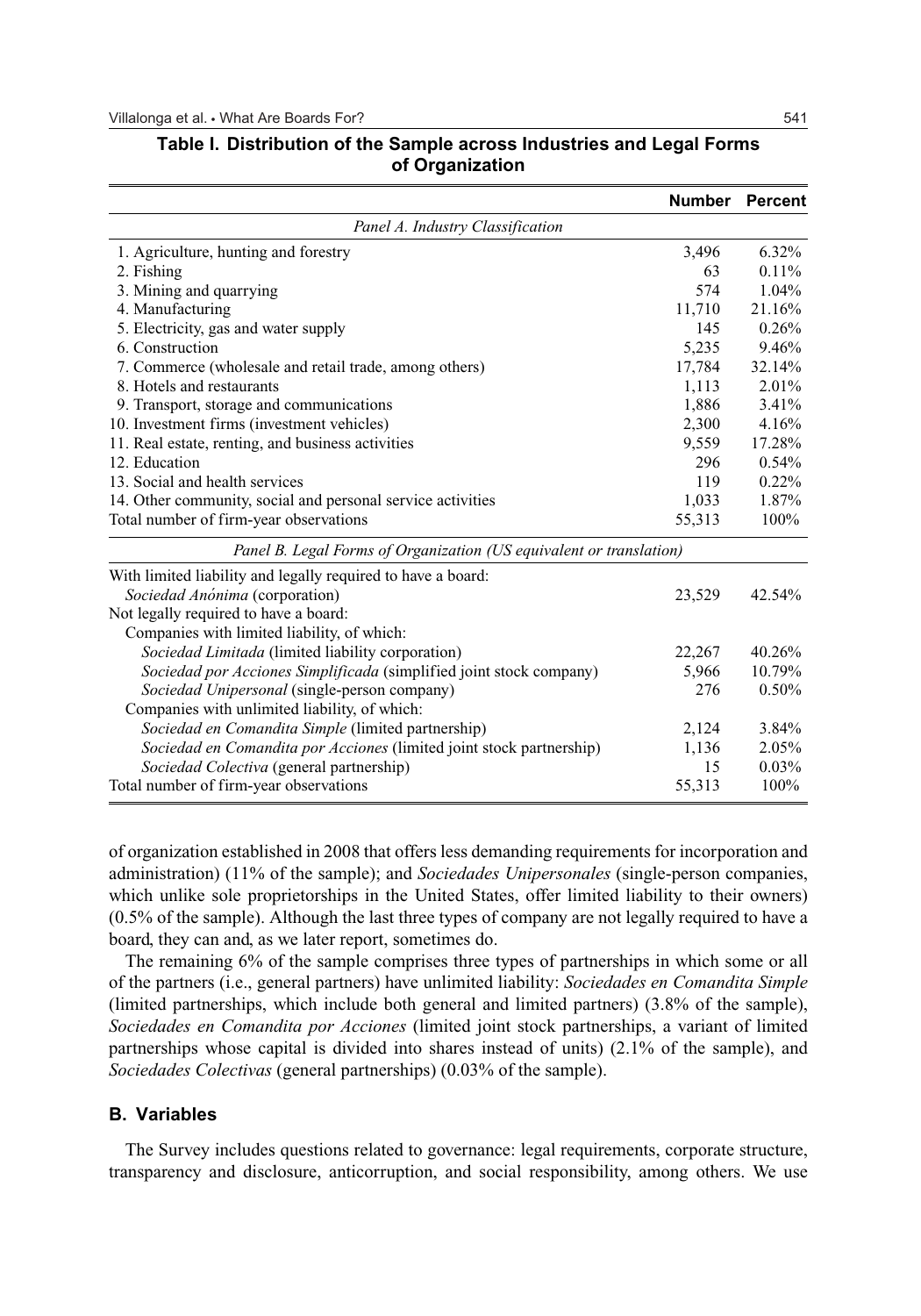**Table I. Distribution of the Sample across Industries and Legal Forms of Organization**

| | Number | Percent |
|---|---|---|
| *Panel A. Industry Classification* | | |
| 1. Agriculture, hunting and forestry | 3,496 | 6.32% |
| 2. Fishing | 63 | 0.11% |
| 3. Mining and quarrying | 574 | 1.04% |
| 4. Manufacturing | 11,710 | 21.16% |
| 5. Electricity, gas and water supply | 145 | 0.26% |
| 6. Construction | 5,235 | 9.46% |
| 7. Commerce (wholesale and retail trade, among others) | 17,784 | 32.14% |
| 8. Hotels and restaurants | 1,113 | 2.01% |
| 9. Transport, storage and communications | 1,886 | 3.41% |
| 10. Investment firms (investment vehicles) | 2,300 | 4.16% |
| 11. Real estate, renting, and business activities | 9,559 | 17.28% |
| 12. Education | 296 | 0.54% |
| 13. Social and health services | 119 | 0.22% |
| 14. Other community, social and personal service activities | 1,033 | 1.87% |
| Total number of firm-year observations | 55,313 | 100% |
| *Panel B. Legal Forms of Organization (US equivalent or translation)* | | |
| With limited liability and legally required to have a board: | | |
| *Sociedad Anónima* (corporation) | 23,529 | 42.54% |
| Not legally required to have a board: | | |
| Companies with limited liability, of which: | | |
| *Sociedad Limitada* (limited liability corporation) | 22,267 | 40.26% |
| *Sociedad por Acciones Simplificada* (simplified joint stock company) | 5,966 | 10.79% |
| *Sociedad Unipersonal* (single-person company) | 276 | 0.50% |
| Companies with unlimited liability, of which: | | |
| *Sociedad en Comandita Simple* (limited partnership) | 2,124 | 3.84% |
| *Sociedad en Comandita por Acciones* (limited joint stock partnership) | 1,136 | 2.05% |
| *Sociedad Colectiva* (general partnership) | 15 | 0.03% |
| Total number of firm-year observations | 55,313 | 100% |

of organization established in 2008 that offers less demanding requirements for incorporation and administration) (11% of the sample); and *Sociedades Unipersonales* (single-person companies, which unlike sole proprietorships in the United States, offer limited liability to their owners) (0.5% of the sample). Although the last three types of company are not legally required to have a board, they can and, as we later report, sometimes do.

The remaining 6% of the sample comprises three types of partnerships in which some or all of the partners (i.e., general partners) have unlimited liability: *Sociedades en Comandita Simple* (limited partnerships, which include both general and limited partners) (3.8% of the sample), *Sociedades en Comandita por Acciones* (limited joint stock partnerships, a variant of limited partnerships whose capital is divided into shares instead of units) (2.1% of the sample), and *Sociedades Colectivas* (general partnerships) (0.03% of the sample).

### B. Variables

The Survey includes questions related to governance: legal requirements, corporate structure, transparency and disclosure, anticorruption, and social responsibility, among others. We use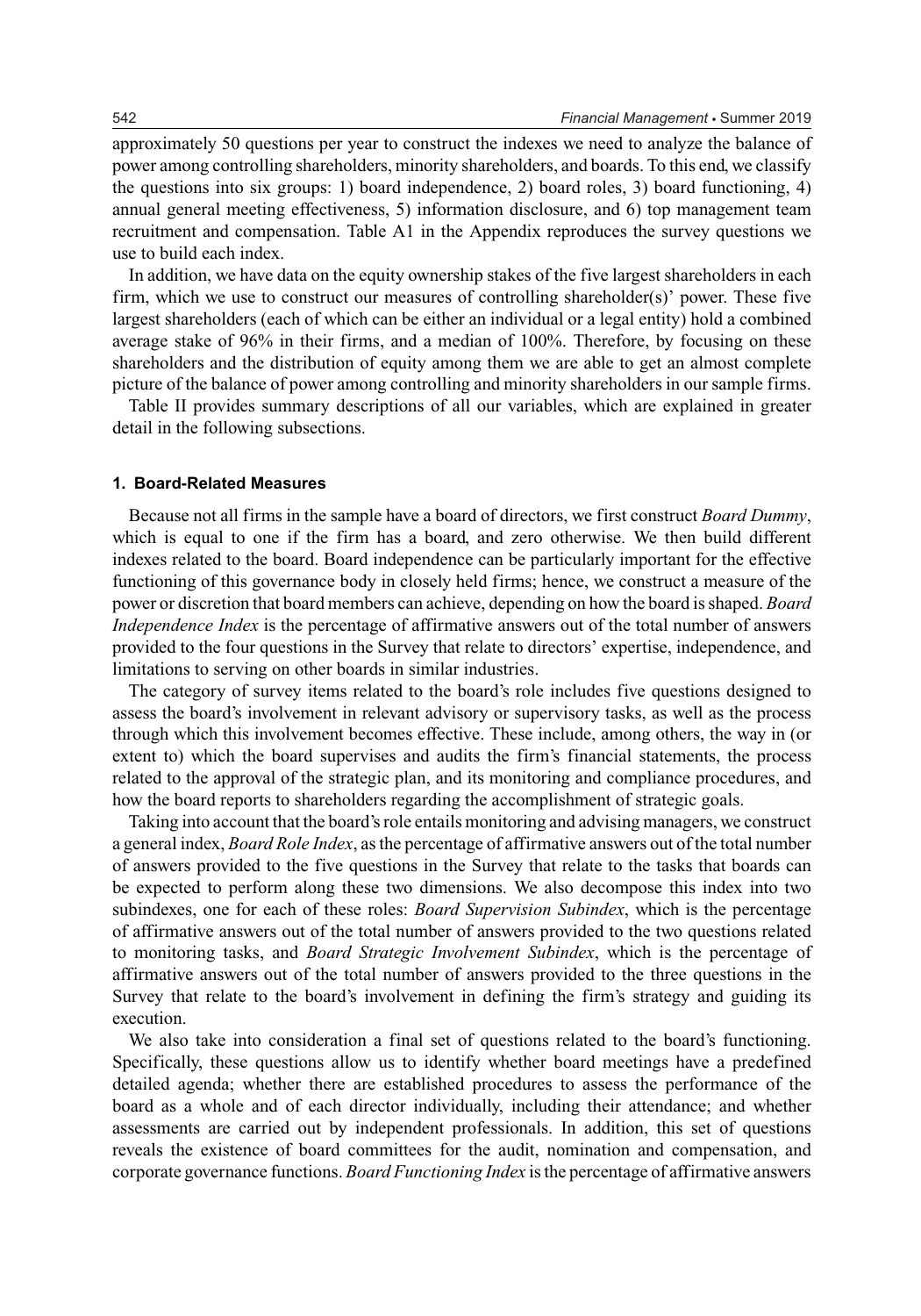approximately 50 questions per year to construct the indexes we need to analyze the balance of power among controlling shareholders, minority shareholders, and boards. To this end, we classify the questions into six groups: 1) board independence, 2) board roles, 3) board functioning, 4) annual general meeting effectiveness, 5) information disclosure, and 6) top management team recruitment and compensation. Table A1 in the Appendix reproduces the survey questions we use to build each index.

In addition, we have data on the equity ownership stakes of the five largest shareholders in each firm, which we use to construct our measures of controlling shareholder(s)' power. These five largest shareholders (each of which can be either an individual or a legal entity) hold a combined average stake of 96% in their firms, and a median of 100%. Therefore, by focusing on these shareholders and the distribution of equity among them we are able to get an almost complete picture of the balance of power among controlling and minority shareholders in our sample firms.

Table II provides summary descriptions of all our variables, which are explained in greater detail in the following subsections.

### 1. Board-Related Measures

Because not all firms in the sample have a board of directors, we first construct *Board Dummy*, which is equal to one if the firm has a board, and zero otherwise. We then build different indexes related to the board. Board independence can be particularly important for the effective functioning of this governance body in closely held firms; hence, we construct a measure of the power or discretion that board members can achieve, depending on how the board is shaped. *Board Independence Index* is the percentage of affirmative answers out of the total number of answers provided to the four questions in the Survey that relate to directors' expertise, independence, and limitations to serving on other boards in similar industries.

The category of survey items related to the board's role includes five questions designed to assess the board's involvement in relevant advisory or supervisory tasks, as well as the process through which this involvement becomes effective. These include, among others, the way in (or extent to) which the board supervises and audits the firm's financial statements, the process related to the approval of the strategic plan, and its monitoring and compliance procedures, and how the board reports to shareholders regarding the accomplishment of strategic goals.

Taking into account that the board's role entails monitoring and advising managers, we construct a general index, *Board Role Index*, as the percentage of affirmative answers out of the total number of answers provided to the five questions in the Survey that relate to the tasks that boards can be expected to perform along these two dimensions. We also decompose this index into two subindexes, one for each of these roles: *Board Supervision Subindex*, which is the percentage of affirmative answers out of the total number of answers provided to the two questions related to monitoring tasks, and *Board Strategic Involvement Subindex*, which is the percentage of affirmative answers out of the total number of answers provided to the three questions in the Survey that relate to the board's involvement in defining the firm's strategy and guiding its execution.

We also take into consideration a final set of questions related to the board's functioning. Specifically, these questions allow us to identify whether board meetings have a predefined detailed agenda; whether there are established procedures to assess the performance of the board as a whole and of each director individually, including their attendance; and whether assessments are carried out by independent professionals. In addition, this set of questions reveals the existence of board committees for the audit, nomination and compensation, and corporate governance functions. *Board Functioning Index* is the percentage of affirmative answers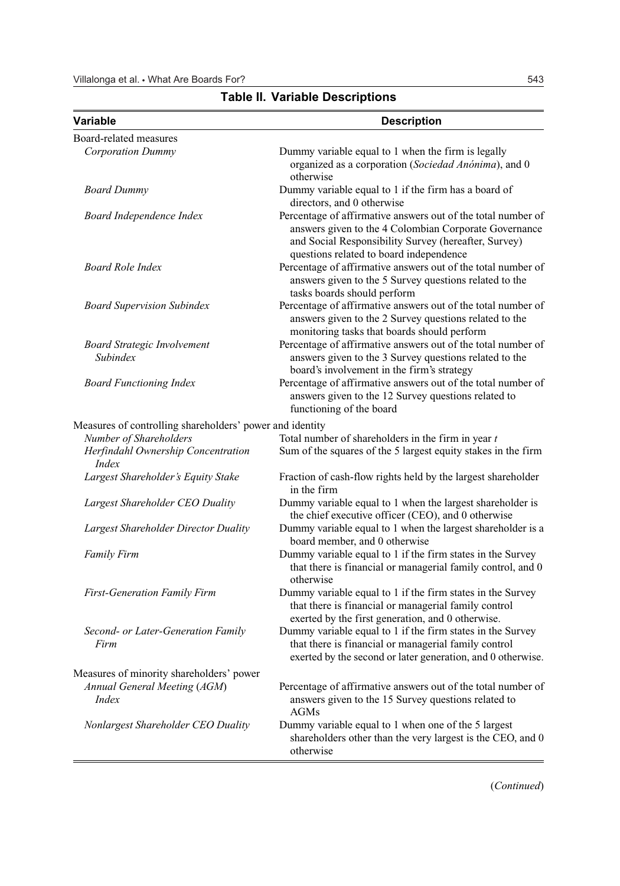**Table II. Variable Descriptions**

| Variable | Description |
|---|---|
| Board-related measures | |
| *Corporation Dummy* | Dummy variable equal to 1 when the firm is legally organized as a corporation (*Sociedad Anónima*), and 0 otherwise |
| *Board Dummy* | Dummy variable equal to 1 if the firm has a board of directors, and 0 otherwise |
| *Board Independence Index* | Percentage of affirmative answers out of the total number of answers given to the 4 Colombian Corporate Governance and Social Responsibility Survey (hereafter, Survey) questions related to board independence |
| *Board Role Index* | Percentage of affirmative answers out of the total number of answers given to the 5 Survey questions related to the tasks boards should perform |
| *Board Supervision Subindex* | Percentage of affirmative answers out of the total number of answers given to the 2 Survey questions related to the monitoring tasks that boards should perform |
| *Board Strategic Involvement Subindex* | Percentage of affirmative answers out of the total number of answers given to the 3 Survey questions related to the board's involvement in the firm's strategy |
| *Board Functioning Index* | Percentage of affirmative answers out of the total number of answers given to the 12 Survey questions related to functioning of the board |
| Measures of controlling shareholders' power and identity | |
| *Number of Shareholders* | Total number of shareholders in the firm in year *t* |
| *Herfindahl Ownership Concentration Index* | Sum of the squares of the 5 largest equity stakes in the firm |
| *Largest Shareholder's Equity Stake* | Fraction of cash-flow rights held by the largest shareholder in the firm |
| *Largest Shareholder CEO Duality* | Dummy variable equal to 1 when the largest shareholder is the chief executive officer (CEO), and 0 otherwise |
| *Largest Shareholder Director Duality* | Dummy variable equal to 1 when the largest shareholder is a board member, and 0 otherwise |
| *Family Firm* | Dummy variable equal to 1 if the firm states in the Survey that there is financial or managerial family control, and 0 otherwise |
| *First-Generation Family Firm* | Dummy variable equal to 1 if the firm states in the Survey that there is financial or managerial family control exerted by the first generation, and 0 otherwise. |
| *Second- or Later-Generation Family Firm* | Dummy variable equal to 1 if the firm states in the Survey that there is financial or managerial family control exerted by the second or later generation, and 0 otherwise. |
| Measures of minority shareholders' power | |
| *Annual General Meeting (AGM) Index* | Percentage of affirmative answers out of the total number of answers given to the 15 Survey questions related to AGMs |
| *Nonlargest Shareholder CEO Duality* | Dummy variable equal to 1 when one of the 5 largest shareholders other than the very largest is the CEO, and 0 otherwise |

(*Continued*)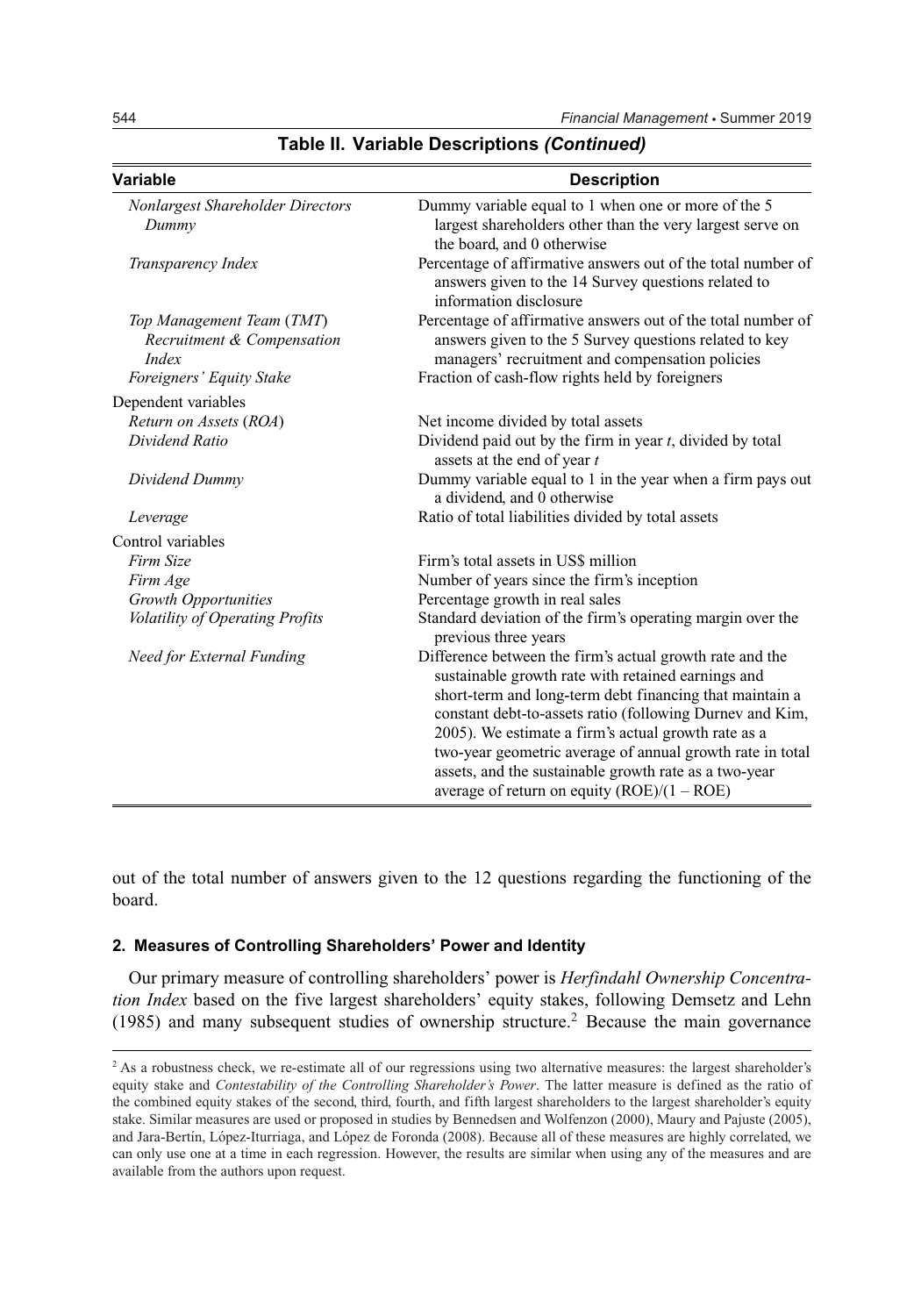**Table II. Variable Descriptions *(Continued)***

| Variable | Description |
|---|---|
| *Nonlargest Shareholder Directors Dummy* | Dummy variable equal to 1 when one or more of the 5 largest shareholders other than the very largest serve on the board, and 0 otherwise |
| *Transparency Index* | Percentage of affirmative answers out of the total number of answers given to the 14 Survey questions related to information disclosure |
| *Top Management Team (TMT) Recruitment & Compensation Index* | Percentage of affirmative answers out of the total number of answers given to the 5 Survey questions related to key managers' recruitment and compensation policies |
| *Foreigners' Equity Stake* | Fraction of cash-flow rights held by foreigners |
| Dependent variables | |
| *Return on Assets (ROA)* | Net income divided by total assets |
| *Dividend Ratio* | Dividend paid out by the firm in year *t*, divided by total assets at the end of year *t* |
| *Dividend Dummy* | Dummy variable equal to 1 in the year when a firm pays out a dividend, and 0 otherwise |
| *Leverage* | Ratio of total liabilities divided by total assets |
| Control variables | |
| *Firm Size* | Firm's total assets in US$ million |
| *Firm Age* | Number of years since the firm's inception |
| *Growth Opportunities* | Percentage growth in real sales |
| *Volatility of Operating Profits* | Standard deviation of the firm's operating margin over the previous three years |
| *Need for External Funding* | Difference between the firm's actual growth rate and the sustainable growth rate with retained earnings and short-term and long-term debt financing that maintain a constant debt-to-assets ratio (following Durnev and Kim, 2005). We estimate a firm's actual growth rate as a two-year geometric average of annual growth rate in total assets, and the sustainable growth rate as a two-year average of return on equity (ROE)/(1 – ROE) |

out of the total number of answers given to the 12 questions regarding the functioning of the board.

### 2. Measures of Controlling Shareholders' Power and Identity

Our primary measure of controlling shareholders' power is *Herfindahl Ownership Concentration Index* based on the five largest shareholders' equity stakes, following Demsetz and Lehn (1985) and many subsequent studies of ownership structure.[2] Because the main governance

[2] As a robustness check, we re-estimate all of our regressions using two alternative measures: the largest shareholder's equity stake and *Contestability of the Controlling Shareholder's Power*. The latter measure is defined as the ratio of the combined equity stakes of the second, third, fourth, and fifth largest shareholders to the largest shareholder's equity stake. Similar measures are used or proposed in studies by Bennedsen and Wolfenzon (2000), Maury and Pajuste (2005), and Jara-Bertín, López-Iturriaga, and López de Foronda (2008). Because all of these measures are highly correlated, we can only use one at a time in each regression. However, the results are similar when using any of the measures and are available from the authors upon request.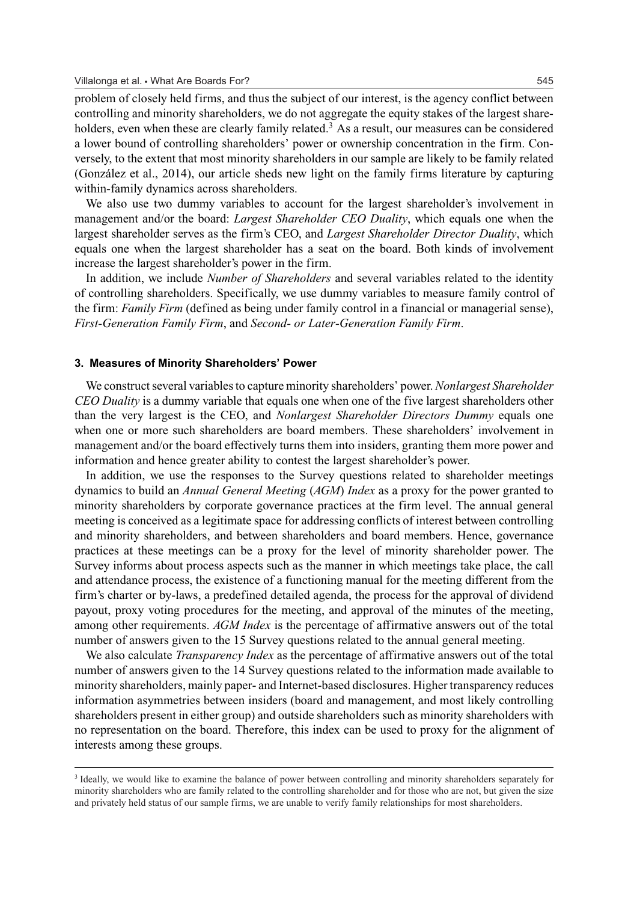problem of closely held firms, and thus the subject of our interest, is the agency conflict between controlling and minority shareholders, we do not aggregate the equity stakes of the largest shareholders, even when these are clearly family related.[3] As a result, our measures can be considered a lower bound of controlling shareholders' power or ownership concentration in the firm. Conversely, to the extent that most minority shareholders in our sample are likely to be family related (González et al., 2014), our article sheds new light on the family firms literature by capturing within-family dynamics across shareholders.

We also use two dummy variables to account for the largest shareholder's involvement in management and/or the board: *Largest Shareholder CEO Duality*, which equals one when the largest shareholder serves as the firm's CEO, and *Largest Shareholder Director Duality*, which equals one when the largest shareholder has a seat on the board. Both kinds of involvement increase the largest shareholder's power in the firm.

In addition, we include *Number of Shareholders* and several variables related to the identity of controlling shareholders. Specifically, we use dummy variables to measure family control of the firm: *Family Firm* (defined as being under family control in a financial or managerial sense), *First-Generation Family Firm*, and *Second- or Later-Generation Family Firm*.

### 3. Measures of Minority Shareholders' Power

We construct several variables to capture minority shareholders' power. *Nonlargest Shareholder CEO Duality* is a dummy variable that equals one when one of the five largest shareholders other than the very largest is the CEO, and *Nonlargest Shareholder Directors Dummy* equals one when one or more such shareholders are board members. These shareholders' involvement in management and/or the board effectively turns them into insiders, granting them more power and information and hence greater ability to contest the largest shareholder's power.

In addition, we use the responses to the Survey questions related to shareholder meetings dynamics to build an *Annual General Meeting* (*AGM*) *Index* as a proxy for the power granted to minority shareholders by corporate governance practices at the firm level. The annual general meeting is conceived as a legitimate space for addressing conflicts of interest between controlling and minority shareholders, and between shareholders and board members. Hence, governance practices at these meetings can be a proxy for the level of minority shareholder power. The Survey informs about process aspects such as the manner in which meetings take place, the call and attendance process, the existence of a functioning manual for the meeting different from the firm's charter or by-laws, a predefined detailed agenda, the process for the approval of dividend payout, proxy voting procedures for the meeting, and approval of the minutes of the meeting, among other requirements. *AGM Index* is the percentage of affirmative answers out of the total number of answers given to the 15 Survey questions related to the annual general meeting.

We also calculate *Transparency Index* as the percentage of affirmative answers out of the total number of answers given to the 14 Survey questions related to the information made available to minority shareholders, mainly paper- and Internet-based disclosures. Higher transparency reduces information asymmetries between insiders (board and management, and most likely controlling shareholders present in either group) and outside shareholders such as minority shareholders with no representation on the board. Therefore, this index can be used to proxy for the alignment of interests among these groups.

[3] Ideally, we would like to examine the balance of power between controlling and minority shareholders separately for minority shareholders who are family related to the controlling shareholder and for those who are not, but given the size and privately held status of our sample firms, we are unable to verify family relationships for most shareholders.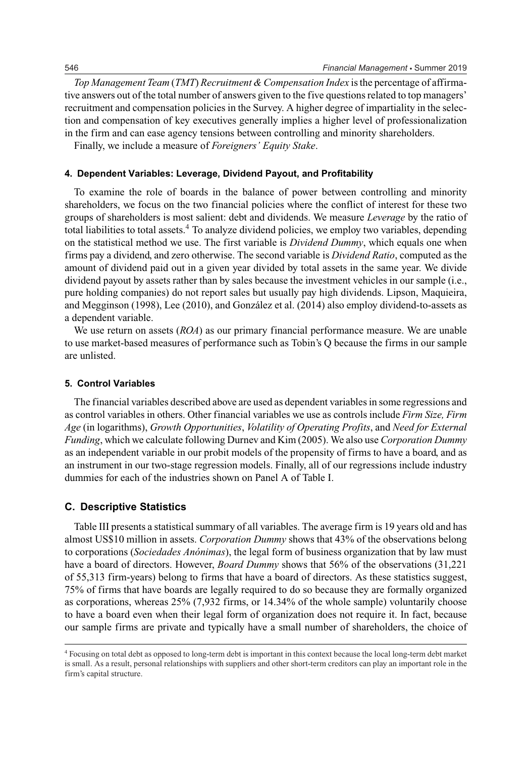*Top Management Team* (*TMT*) *Recruitment & Compensation Index* is the percentage of affirmative answers out of the total number of answers given to the five questions related to top managers' recruitment and compensation policies in the Survey. A higher degree of impartiality in the selection and compensation of key executives generally implies a higher level of professionalization in the firm and can ease agency tensions between controlling and minority shareholders.

Finally, we include a measure of *Foreigners' Equity Stake*.

### 4. Dependent Variables: Leverage, Dividend Payout, and Profitability

To examine the role of boards in the balance of power between controlling and minority shareholders, we focus on the two financial policies where the conflict of interest for these two groups of shareholders is most salient: debt and dividends. We measure *Leverage* by the ratio of total liabilities to total assets.[4] To analyze dividend policies, we employ two variables, depending on the statistical method we use. The first variable is *Dividend Dummy*, which equals one when firms pay a dividend, and zero otherwise. The second variable is *Dividend Ratio*, computed as the amount of dividend paid out in a given year divided by total assets in the same year. We divide dividend payout by assets rather than by sales because the investment vehicles in our sample (i.e., pure holding companies) do not report sales but usually pay high dividends. Lipson, Maquieira, and Megginson (1998), Lee (2010), and González et al. (2014) also employ dividend-to-assets as a dependent variable.

We use return on assets (*ROA*) as our primary financial performance measure. We are unable to use market-based measures of performance such as Tobin's Q because the firms in our sample are unlisted.

### 5. Control Variables

The financial variables described above are used as dependent variables in some regressions and as control variables in others. Other financial variables we use as controls include *Firm Size, Firm Age* (in logarithms), *Growth Opportunities*, *Volatility of Operating Profits*, and *Need for External Funding*, which we calculate following Durnev and Kim (2005). We also use *Corporation Dummy* as an independent variable in our probit models of the propensity of firms to have a board, and as an instrument in our two-stage regression models. Finally, all of our regressions include industry dummies for each of the industries shown on Panel A of Table I.

## C. Descriptive Statistics

Table III presents a statistical summary of all variables. The average firm is 19 years old and has almost US$10 million in assets. *Corporation Dummy* shows that 43% of the observations belong to corporations (*Sociedades Anónimas*), the legal form of business organization that by law must have a board of directors. However, *Board Dummy* shows that 56% of the observations (31,221 of 55,313 firm-years) belong to firms that have a board of directors. As these statistics suggest, 75% of firms that have boards are legally required to do so because they are formally organized as corporations, whereas 25% (7,932 firms, or 14.34% of the whole sample) voluntarily choose to have a board even when their legal form of organization does not require it. In fact, because our sample firms are private and typically have a small number of shareholders, the choice of

[4] Focusing on total debt as opposed to long-term debt is important in this context because the local long-term debt market is small. As a result, personal relationships with suppliers and other short-term creditors can play an important role in the firm's capital structure.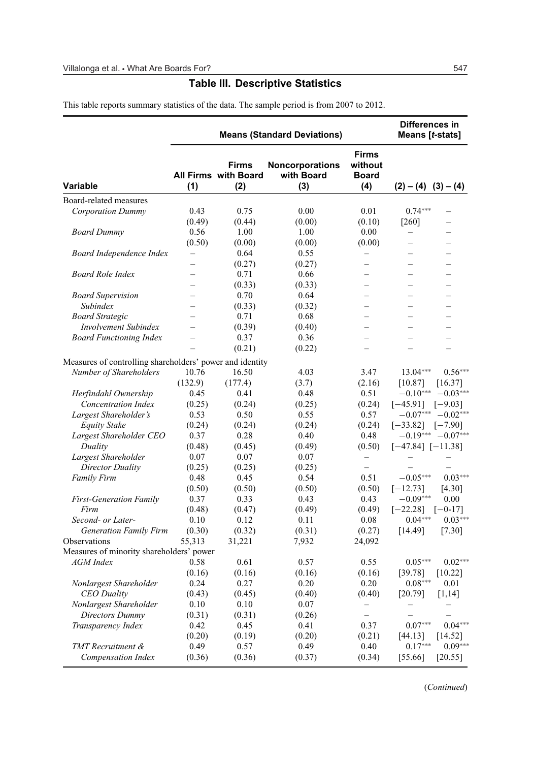## Table III. Descriptive Statistics

This table reports summary statistics of the data. The sample period is from 2007 to 2012.

| Variable | Means (Standard Deviations) | | | | Differences in Means [t-stats] | |
|---|---|---|---|---|---|---|
| | All Firms (1) | Firms with Board (2) | Noncorporations with Board (3) | Firms without Board (4) | (2) – (4) | (3) – (4) |
| Board-related measures | | | | | | |
| *Corporation Dummy* | 0.43 | 0.75 | 0.00 | 0.01 | 0.74*** | – |
| | (0.49) | (0.44) | (0.00) | (0.10) | [260] | – |
| *Board Dummy* | 0.56 | 1.00 | 1.00 | 0.00 | – | – |
| | (0.50) | (0.00) | (0.00) | (0.00) | – | – |
| *Board Independence Index* | – | 0.64 | 0.55 | – | – | – |
| | – | (0.27) | (0.27) | – | – | – |
| *Board Role Index* | – | 0.71 | 0.66 | – | – | – |
| | – | (0.33) | (0.33) | – | – | – |
| *Board Supervision Subindex* | – | 0.70 | 0.64 | – | – | – |
| | – | (0.33) | (0.32) | – | – | – |
| *Board Strategic Involvement Subindex* | – | 0.71 | 0.68 | – | – | – |
| | – | (0.39) | (0.40) | – | – | – |
| *Board Functioning Index* | – | 0.37 | 0.36 | – | – | – |
| | – | (0.21) | (0.22) | – | – | – |
| Measures of controlling shareholders' power and identity | | | | | | |
| *Number of Shareholders* | 10.76 | 16.50 | 4.03 | 3.47 | 13.04*** | 0.56*** |
| | (132.9) | (177.4) | (3.7) | (2.16) | [10.87] | [16.37] |
| *Herfindahl Ownership Concentration Index* | 0.45 | 0.41 | 0.48 | 0.51 | −0.10*** | −0.03*** |
| | (0.25) | (0.24) | (0.25) | (0.24) | [−45.91] | [−9.03] |
| *Largest Shareholder's Equity Stake* | 0.53 | 0.50 | 0.55 | 0.57 | −0.07*** | −0.02*** |
| | (0.24) | (0.24) | (0.24) | (0.24) | [−33.82] | [−7.90] |
| *Largest Shareholder CEO Duality* | 0.37 | 0.28 | 0.40 | 0.48 | −0.19*** | −0.07*** |
| | (0.48) | (0.45) | (0.49) | (0.50) | [−47.84] | [−11.38] |
| *Largest Shareholder Director Duality* | 0.07 | 0.07 | 0.07 | – | – | – |
| | (0.25) | (0.25) | (0.25) | – | – | – |
| *Family Firm* | 0.48 | 0.45 | 0.54 | 0.51 | −0.05*** | 0.03*** |
| | (0.50) | (0.50) | (0.50) | (0.50) | [−12.73] | [4.30] |
| *First-Generation Family Firm* | 0.37 | 0.33 | 0.43 | 0.43 | −0.09*** | 0.00 |
| | (0.48) | (0.47) | (0.49) | (0.49) | [−22.28] | [−0-17] |
| *Second- or Later-Generation Family Firm* | 0.10 | 0.12 | 0.11 | 0.08 | 0.04*** | 0.03*** |
| | (0.30) | (0.32) | (0.31) | (0.27) | [14.49] | [7.30] |
| Observations | 55,313 | 31,221 | 7,932 | 24,092 | | |
| Measures of minority shareholders' power | | | | | | |
| *AGM Index* | 0.58 | 0.61 | 0.57 | 0.55 | 0.05*** | 0.02*** |
| | (0.16) | (0.16) | (0.16) | (0.16) | [39.78] | [10.22] |
| *Nonlargest Shareholder CEO Duality* | 0.24 | 0.27 | 0.20 | 0.20 | 0.08*** | 0.01 |
| | (0.43) | (0.45) | (0.40) | (0.40) | [20.79] | [1,14] |
| *Nonlargest Shareholder Directors Dummy* | 0.10 | 0.10 | 0.07 | – | – | – |
| | (0.31) | (0.31) | (0.26) | – | – | – |
| *Transparency Index* | 0.42 | 0.45 | 0.41 | 0.37 | 0.07*** | 0.04*** |
| | (0.20) | (0.19) | (0.20) | (0.21) | [44.13] | [14.52] |
| *TMT Recruitment & Compensation Index* | 0.49 | 0.57 | 0.49 | 0.40 | 0.17*** | 0.09*** |
| | (0.36) | (0.36) | (0.37) | (0.34) | [55.66] | [20.55] |

(*Continued*)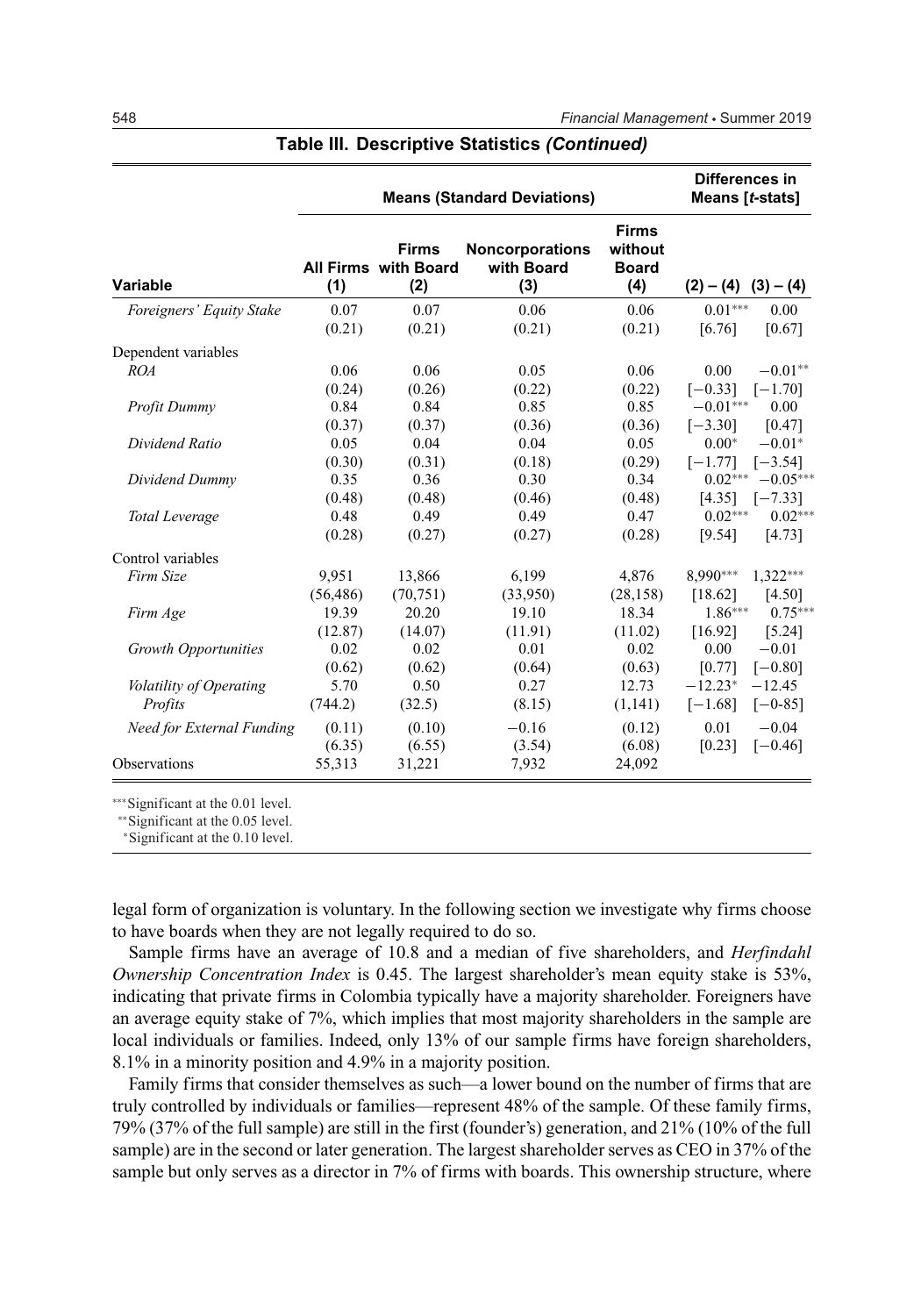**Table III. Descriptive Statistics *(Continued)***

| Variable | Means (Standard Deviations) | | | | Differences in Means [*t*-stats] | |
|---|---|---|---|---|---|---|
| | All Firms (1) | Firms with Board (2) | Noncorporations with Board (3) | Firms without Board (4) | (2) – (4) | (3) – (4) |
| *Foreigners' Equity Stake* | 0.07 | 0.07 | 0.06 | 0.06 | 0.01*** | 0.00 |
| | (0.21) | (0.21) | (0.21) | (0.21) | [6.76] | [0.67] |
| Dependent variables | | | | | | |
| *ROA* | 0.06 | 0.06 | 0.05 | 0.06 | 0.00 | −0.01** |
| | (0.24) | (0.26) | (0.22) | (0.22) | [−0.33] | [−1.70] |
| *Profit Dummy* | 0.84 | 0.84 | 0.85 | 0.85 | −0.01*** | 0.00 |
| | (0.37) | (0.37) | (0.36) | (0.36) | [−3.30] | [0.47] |
| *Dividend Ratio* | 0.05 | 0.04 | 0.04 | 0.05 | 0.00* | −0.01* |
| | (0.30) | (0.31) | (0.18) | (0.29) | [−1.77] | [−3.54] |
| *Dividend Dummy* | 0.35 | 0.36 | 0.30 | 0.34 | 0.02*** | −0.05*** |
| | (0.48) | (0.48) | (0.46) | (0.48) | [4.35] | [−7.33] |
| *Total Leverage* | 0.48 | 0.49 | 0.49 | 0.47 | 0.02*** | 0.02*** |
| | (0.28) | (0.27) | (0.27) | (0.28) | [9.54] | [4.73] |
| Control variables | | | | | | |
| *Firm Size* | 9,951 | 13,866 | 6,199 | 4,876 | 8,990*** | 1,322*** |
| | (56,486) | (70,751) | (33,950) | (28,158) | [18.62] | [4.50] |
| *Firm Age* | 19.39 | 20.20 | 19.10 | 18.34 | 1.86*** | 0.75*** |
| | (12.87) | (14.07) | (11.91) | (11.02) | [16.92] | [5.24] |
| *Growth Opportunities* | 0.02 | 0.02 | 0.01 | 0.02 | 0.00 | −0.01 |
| | (0.62) | (0.62) | (0.64) | (0.63) | [0.77] | [−0.80] |
| *Volatility of Operating Profits* | 5.70 | 0.50 | 0.27 | 12.73 | −12.23* | −12.45 |
| | (744.2) | (32.5) | (8.15) | (1,141) | [−1.68] | [−0-85] |
| *Need for External Funding* | (0.11) | (0.10) | −0.16 | (0.12) | 0.01 | −0.04 |
| | (6.35) | (6.55) | (3.54) | (6.08) | [0.23] | [−0.46] |
| Observations | 55,313 | 31,221 | 7,932 | 24,092 | | |

***Significant at the 0.01 level.
**Significant at the 0.05 level.
*Significant at the 0.10 level.

legal form of organization is voluntary. In the following section we investigate why firms choose to have boards when they are not legally required to do so.

Sample firms have an average of 10.8 and a median of five shareholders, and *Herfindahl Ownership Concentration Index* is 0.45. The largest shareholder's mean equity stake is 53%, indicating that private firms in Colombia typically have a majority shareholder. Foreigners have an average equity stake of 7%, which implies that most majority shareholders in the sample are local individuals or families. Indeed, only 13% of our sample firms have foreign shareholders, 8.1% in a minority position and 4.9% in a majority position.

Family firms that consider themselves as such—a lower bound on the number of firms that are truly controlled by individuals or families—represent 48% of the sample. Of these family firms, 79% (37% of the full sample) are still in the first (founder's) generation, and 21% (10% of the full sample) are in the second or later generation. The largest shareholder serves as CEO in 37% of the sample but only serves as a director in 7% of firms with boards. This ownership structure, where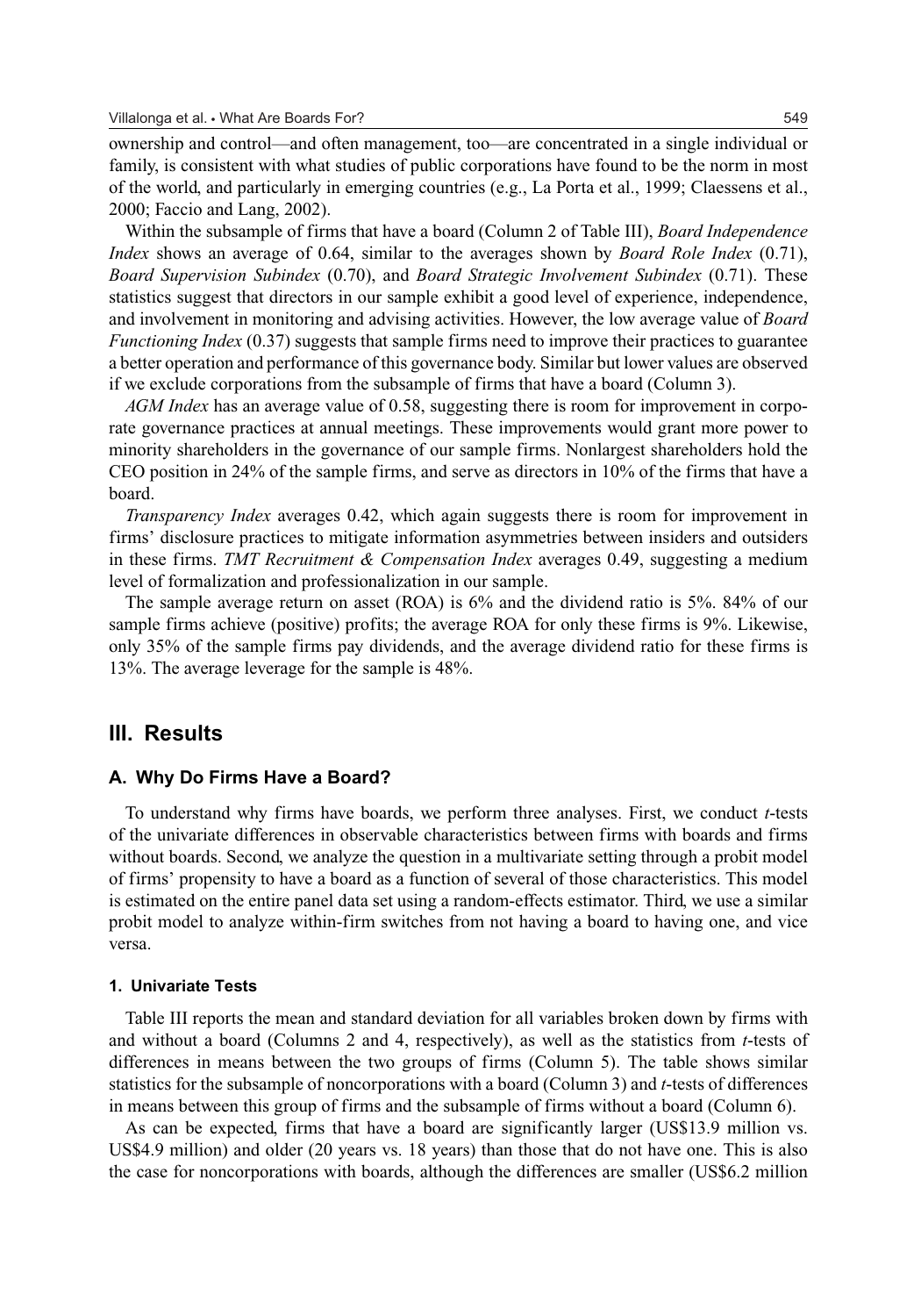ownership and control—and often management, too—are concentrated in a single individual or family, is consistent with what studies of public corporations have found to be the norm in most of the world, and particularly in emerging countries (e.g., La Porta et al., 1999; Claessens et al., 2000; Faccio and Lang, 2002).

Within the subsample of firms that have a board (Column 2 of Table III), *Board Independence Index* shows an average of 0.64, similar to the averages shown by *Board Role Index* (0.71), *Board Supervision Subindex* (0.70), and *Board Strategic Involvement Subindex* (0.71). These statistics suggest that directors in our sample exhibit a good level of experience, independence, and involvement in monitoring and advising activities. However, the low average value of *Board Functioning Index* (0.37) suggests that sample firms need to improve their practices to guarantee a better operation and performance of this governance body. Similar but lower values are observed if we exclude corporations from the subsample of firms that have a board (Column 3).

*AGM Index* has an average value of 0.58, suggesting there is room for improvement in corporate governance practices at annual meetings. These improvements would grant more power to minority shareholders in the governance of our sample firms. Nonlargest shareholders hold the CEO position in 24% of the sample firms, and serve as directors in 10% of the firms that have a board.

*Transparency Index* averages 0.42, which again suggests there is room for improvement in firms' disclosure practices to mitigate information asymmetries between insiders and outsiders in these firms. *TMT Recruitment & Compensation Index* averages 0.49, suggesting a medium level of formalization and professionalization in our sample.

The sample average return on asset (ROA) is 6% and the dividend ratio is 5%. 84% of our sample firms achieve (positive) profits; the average ROA for only these firms is 9%. Likewise, only 35% of the sample firms pay dividends, and the average dividend ratio for these firms is 13%. The average leverage for the sample is 48%.

## III. Results

### A. Why Do Firms Have a Board?

To understand why firms have boards, we perform three analyses. First, we conduct *t*-tests of the univariate differences in observable characteristics between firms with boards and firms without boards. Second, we analyze the question in a multivariate setting through a probit model of firms' propensity to have a board as a function of several of those characteristics. This model is estimated on the entire panel data set using a random-effects estimator. Third, we use a similar probit model to analyze within-firm switches from not having a board to having one, and vice versa.

#### 1. Univariate Tests

Table III reports the mean and standard deviation for all variables broken down by firms with and without a board (Columns 2 and 4, respectively), as well as the statistics from *t*-tests of differences in means between the two groups of firms (Column 5). The table shows similar statistics for the subsample of noncorporations with a board (Column 3) and *t*-tests of differences in means between this group of firms and the subsample of firms without a board (Column 6).

As can be expected, firms that have a board are significantly larger (US$13.9 million vs. US$4.9 million) and older (20 years vs. 18 years) than those that do not have one. This is also the case for noncorporations with boards, although the differences are smaller (US$6.2 million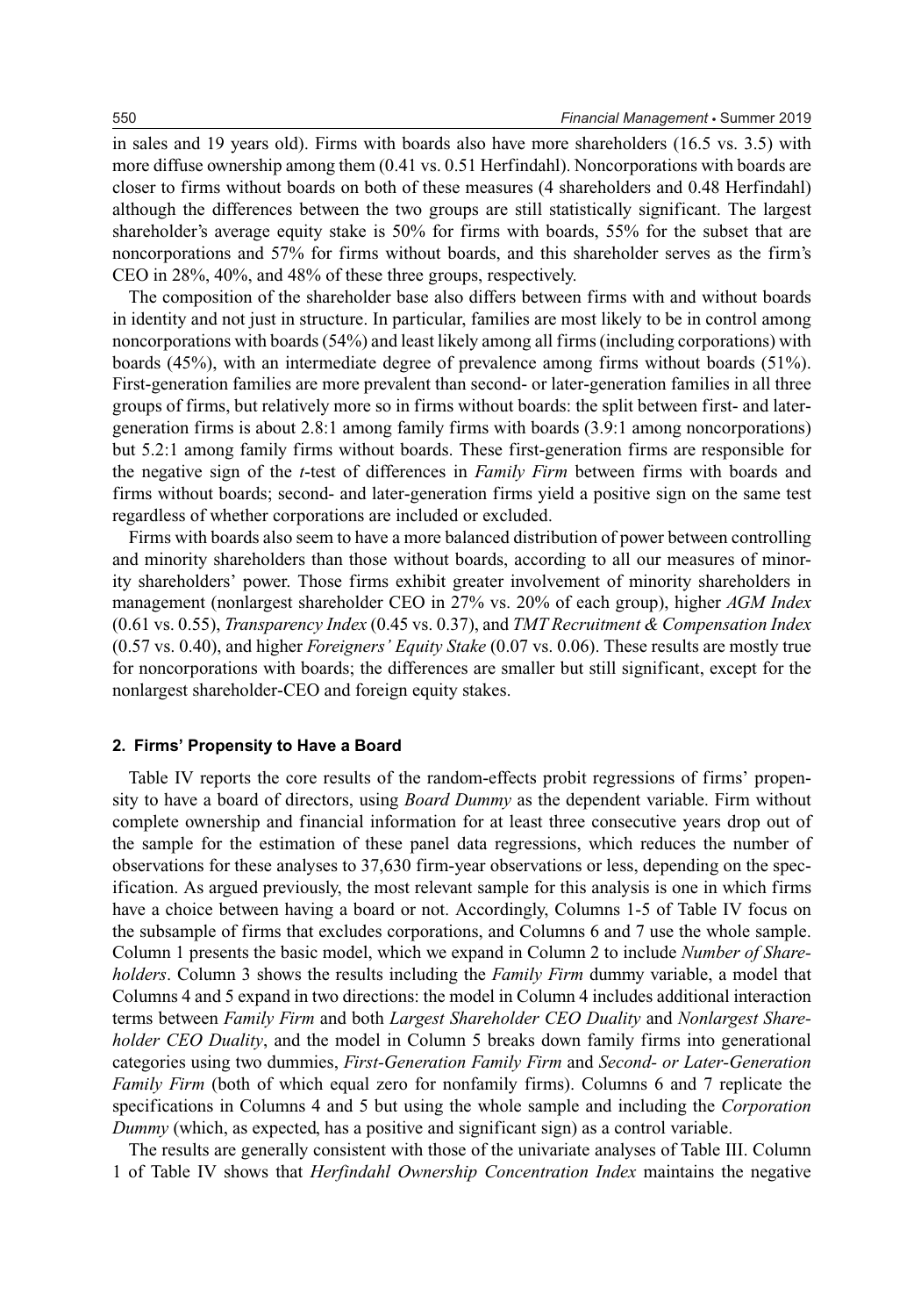in sales and 19 years old). Firms with boards also have more shareholders (16.5 vs. 3.5) with more diffuse ownership among them (0.41 vs. 0.51 Herfindahl). Noncorporations with boards are closer to firms without boards on both of these measures (4 shareholders and 0.48 Herfindahl) although the differences between the two groups are still statistically significant. The largest shareholder's average equity stake is 50% for firms with boards, 55% for the subset that are noncorporations and 57% for firms without boards, and this shareholder serves as the firm's CEO in 28%, 40%, and 48% of these three groups, respectively.

The composition of the shareholder base also differs between firms with and without boards in identity and not just in structure. In particular, families are most likely to be in control among noncorporations with boards (54%) and least likely among all firms (including corporations) with boards (45%), with an intermediate degree of prevalence among firms without boards (51%). First-generation families are more prevalent than second- or later-generation families in all three groups of firms, but relatively more so in firms without boards: the split between first- and later-generation firms is about 2.8:1 among family firms with boards (3.9:1 among noncorporations) but 5.2:1 among family firms without boards. These first-generation firms are responsible for the negative sign of the *t*-test of differences in *Family Firm* between firms with boards and firms without boards; second- and later-generation firms yield a positive sign on the same test regardless of whether corporations are included or excluded.

Firms with boards also seem to have a more balanced distribution of power between controlling and minority shareholders than those without boards, according to all our measures of minority shareholders' power. Those firms exhibit greater involvement of minority shareholders in management (nonlargest shareholder CEO in 27% vs. 20% of each group), higher *AGM Index* (0.61 vs. 0.55), *Transparency Index* (0.45 vs. 0.37), and *TMT Recruitment & Compensation Index* (0.57 vs. 0.40), and higher *Foreigners' Equity Stake* (0.07 vs. 0.06). These results are mostly true for noncorporations with boards; the differences are smaller but still significant, except for the nonlargest shareholder-CEO and foreign equity stakes.

### 2. Firms' Propensity to Have a Board

Table IV reports the core results of the random-effects probit regressions of firms' propensity to have a board of directors, using *Board Dummy* as the dependent variable. Firm without complete ownership and financial information for at least three consecutive years drop out of the sample for the estimation of these panel data regressions, which reduces the number of observations for these analyses to 37,630 firm-year observations or less, depending on the specification. As argued previously, the most relevant sample for this analysis is one in which firms have a choice between having a board or not. Accordingly, Columns 1-5 of Table IV focus on the subsample of firms that excludes corporations, and Columns 6 and 7 use the whole sample. Column 1 presents the basic model, which we expand in Column 2 to include *Number of Shareholders*. Column 3 shows the results including the *Family Firm* dummy variable, a model that Columns 4 and 5 expand in two directions: the model in Column 4 includes additional interaction terms between *Family Firm* and both *Largest Shareholder CEO Duality* and *Nonlargest Shareholder CEO Duality*, and the model in Column 5 breaks down family firms into generational categories using two dummies, *First-Generation Family Firm* and *Second- or Later-Generation Family Firm* (both of which equal zero for nonfamily firms). Columns 6 and 7 replicate the specifications in Columns 4 and 5 but using the whole sample and including the *Corporation Dummy* (which, as expected, has a positive and significant sign) as a control variable.

The results are generally consistent with those of the univariate analyses of Table III. Column 1 of Table IV shows that *Herfindahl Ownership Concentration Index* maintains the negative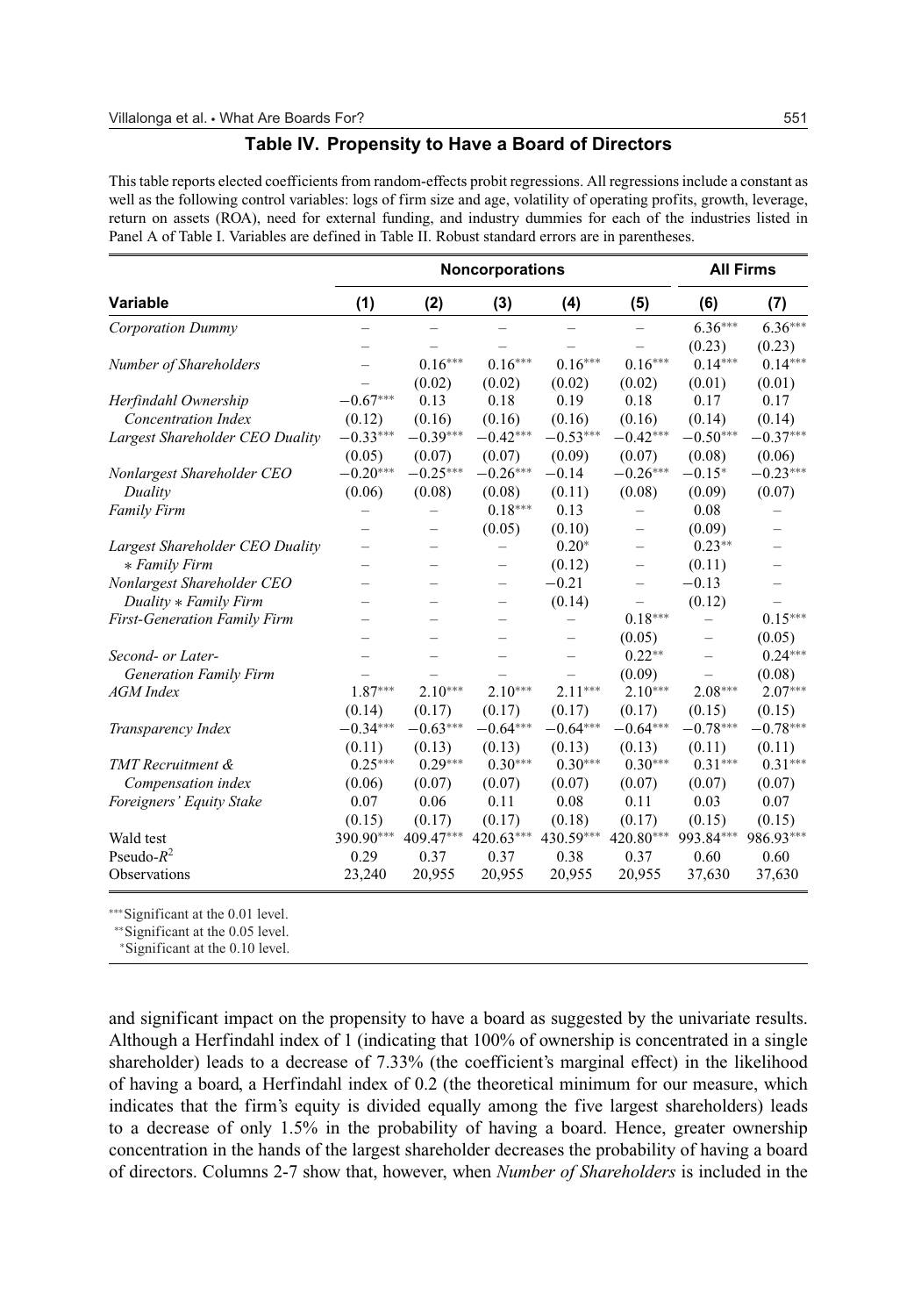## Table IV. Propensity to Have a Board of Directors

This table reports elected coefficients from random-effects probit regressions. All regressions include a constant as well as the following control variables: logs of firm size and age, volatility of operating profits, growth, leverage, return on assets (ROA), need for external funding, and industry dummies for each of the industries listed in Panel A of Table I. Variables are defined in Table II. Robust standard errors are in parentheses.

| | Noncorporations | | | | | All Firms | |
|---|---|---|---|---|---|---|---|
| Variable | (1) | (2) | (3) | (4) | (5) | (6) | (7) |
| *Corporation Dummy* | – | – | – | – | – | 6.36*** | 6.36*** |
| | – | – | – | – | – | (0.23) | (0.23) |
| *Number of Shareholders* | – | 0.16*** | 0.16*** | 0.16*** | 0.16*** | 0.14*** | 0.14*** |
| | – | (0.02) | (0.02) | (0.02) | (0.02) | (0.01) | (0.01) |
| *Herfindahl Ownership Concentration Index* | −0.67*** | 0.13 | 0.18 | 0.19 | 0.18 | 0.17 | 0.17 |
| | (0.12) | (0.16) | (0.16) | (0.16) | (0.16) | (0.14) | (0.14) |
| *Largest Shareholder CEO Duality* | −0.33*** | −0.39*** | −0.42*** | −0.53*** | −0.42*** | −0.50*** | −0.37*** |
| | (0.05) | (0.07) | (0.07) | (0.09) | (0.07) | (0.08) | (0.06) |
| *Nonlargest Shareholder CEO Duality* | −0.20*** | −0.25*** | −0.26*** | −0.14 | −0.26*** | −0.15* | −0.23*** |
| | (0.06) | (0.08) | (0.08) | (0.11) | (0.08) | (0.09) | (0.07) |
| *Family Firm* | – | – | 0.18*** | 0.13 | – | 0.08 | – |
| | – | – | (0.05) | (0.10) | – | (0.09) | – |
| *Largest Shareholder CEO Duality * Family Firm* | – | – | – | 0.20* | – | 0.23** | – |
| | – | – | – | (0.12) | – | (0.11) | – |
| *Nonlargest Shareholder CEO Duality * Family Firm* | – | – | – | −0.21 | – | −0.13 | – |
| | – | – | – | (0.14) | – | (0.12) | – |
| *First-Generation Family Firm* | – | – | – | – | 0.18*** | – | 0.15*** |
| | – | – | – | – | (0.05) | – | (0.05) |
| *Second- or Later-Generation Family Firm* | – | – | – | – | 0.22** | – | 0.24*** |
| | – | – | – | – | (0.09) | – | (0.08) |
| *AGM Index* | 1.87*** | 2.10*** | 2.10*** | 2.11*** | 2.10*** | 2.08*** | 2.07*** |
| | (0.14) | (0.17) | (0.17) | (0.17) | (0.17) | (0.15) | (0.15) |
| *Transparency Index* | −0.34*** | −0.63*** | −0.64*** | −0.64*** | −0.64*** | −0.78*** | −0.78*** |
| | (0.11) | (0.13) | (0.13) | (0.13) | (0.13) | (0.11) | (0.11) |
| *TMT Recruitment & Compensation index* | 0.25*** | 0.29*** | 0.30*** | 0.30*** | 0.30*** | 0.31*** | 0.31*** |
| | (0.06) | (0.07) | (0.07) | (0.07) | (0.07) | (0.07) | (0.07) |
| *Foreigners' Equity Stake* | 0.07 | 0.06 | 0.11 | 0.08 | 0.11 | 0.03 | 0.07 |
| | (0.15) | (0.17) | (0.17) | (0.18) | (0.17) | (0.15) | (0.15) |
| Wald test | 390.90*** | 409.47*** | 420.63*** | 430.59*** | 420.80*** | 993.84*** | 986.93*** |
| Pseudo-$R^2$ | 0.29 | 0.37 | 0.37 | 0.38 | 0.37 | 0.60 | 0.60 |
| Observations | 23,240 | 20,955 | 20,955 | 20,955 | 20,955 | 37,630 | 37,630 |

***Significant at the 0.01 level.
**Significant at the 0.05 level.
*Significant at the 0.10 level.

and significant impact on the propensity to have a board as suggested by the univariate results. Although a Herfindahl index of 1 (indicating that 100% of ownership is concentrated in a single shareholder) leads to a decrease of 7.33% (the coefficient's marginal effect) in the likelihood of having a board, a Herfindahl index of 0.2 (the theoretical minimum for our measure, which indicates that the firm's equity is divided equally among the five largest shareholders) leads to a decrease of only 1.5% in the probability of having a board. Hence, greater ownership concentration in the hands of the largest shareholder decreases the probability of having a board of directors. Columns 2-7 show that, however, when *Number of Shareholders* is included in the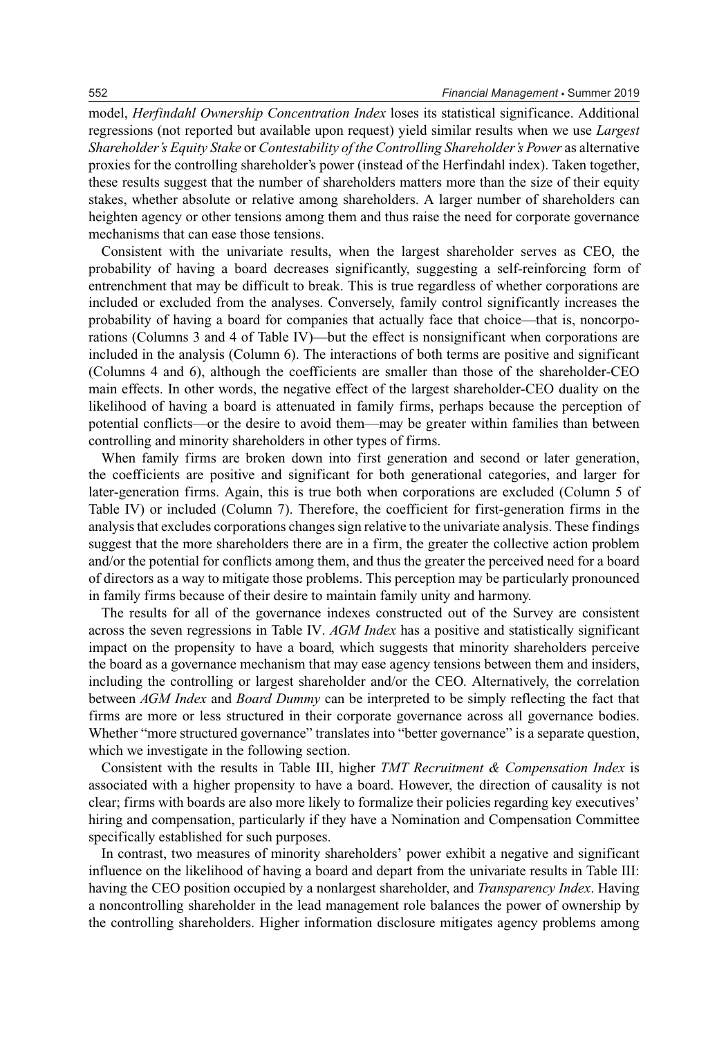model, *Herfindahl Ownership Concentration Index* loses its statistical significance. Additional regressions (not reported but available upon request) yield similar results when we use *Largest Shareholder's Equity Stake* or *Contestability of the Controlling Shareholder's Power* as alternative proxies for the controlling shareholder's power (instead of the Herfindahl index). Taken together, these results suggest that the number of shareholders matters more than the size of their equity stakes, whether absolute or relative among shareholders. A larger number of shareholders can heighten agency or other tensions among them and thus raise the need for corporate governance mechanisms that can ease those tensions.

Consistent with the univariate results, when the largest shareholder serves as CEO, the probability of having a board decreases significantly, suggesting a self-reinforcing form of entrenchment that may be difficult to break. This is true regardless of whether corporations are included or excluded from the analyses. Conversely, family control significantly increases the probability of having a board for companies that actually face that choice—that is, noncorporations (Columns 3 and 4 of Table IV)—but the effect is nonsignificant when corporations are included in the analysis (Column 6). The interactions of both terms are positive and significant (Columns 4 and 6), although the coefficients are smaller than those of the shareholder-CEO main effects. In other words, the negative effect of the largest shareholder-CEO duality on the likelihood of having a board is attenuated in family firms, perhaps because the perception of potential conflicts—or the desire to avoid them—may be greater within families than between controlling and minority shareholders in other types of firms.

When family firms are broken down into first generation and second or later generation, the coefficients are positive and significant for both generational categories, and larger for later-generation firms. Again, this is true both when corporations are excluded (Column 5 of Table IV) or included (Column 7). Therefore, the coefficient for first-generation firms in the analysis that excludes corporations changes sign relative to the univariate analysis. These findings suggest that the more shareholders there are in a firm, the greater the collective action problem and/or the potential for conflicts among them, and thus the greater the perceived need for a board of directors as a way to mitigate those problems. This perception may be particularly pronounced in family firms because of their desire to maintain family unity and harmony.

The results for all of the governance indexes constructed out of the Survey are consistent across the seven regressions in Table IV. *AGM Index* has a positive and statistically significant impact on the propensity to have a board, which suggests that minority shareholders perceive the board as a governance mechanism that may ease agency tensions between them and insiders, including the controlling or largest shareholder and/or the CEO. Alternatively, the correlation between *AGM Index* and *Board Dummy* can be interpreted to be simply reflecting the fact that firms are more or less structured in their corporate governance across all governance bodies. Whether "more structured governance" translates into "better governance" is a separate question, which we investigate in the following section.

Consistent with the results in Table III, higher *TMT Recruitment & Compensation Index* is associated with a higher propensity to have a board. However, the direction of causality is not clear; firms with boards are also more likely to formalize their policies regarding key executives' hiring and compensation, particularly if they have a Nomination and Compensation Committee specifically established for such purposes.

In contrast, two measures of minority shareholders' power exhibit a negative and significant influence on the likelihood of having a board and depart from the univariate results in Table III: having the CEO position occupied by a nonlargest shareholder, and *Transparency Index*. Having a noncontrolling shareholder in the lead management role balances the power of ownership by the controlling shareholders. Higher information disclosure mitigates agency problems among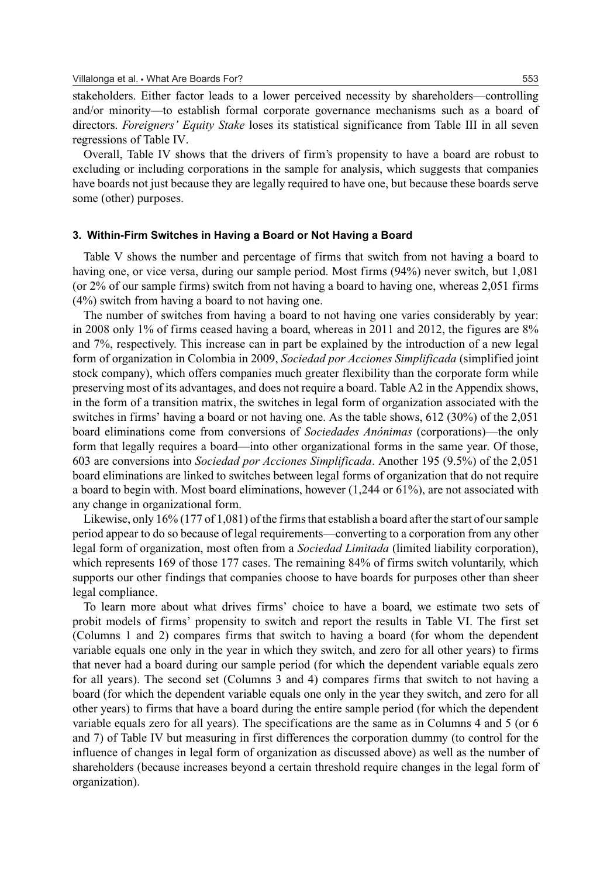stakeholders. Either factor leads to a lower perceived necessity by shareholders—controlling and/or minority—to establish formal corporate governance mechanisms such as a board of directors. *Foreigners' Equity Stake* loses its statistical significance from Table III in all seven regressions of Table IV.

Overall, Table IV shows that the drivers of firm's propensity to have a board are robust to excluding or including corporations in the sample for analysis, which suggests that companies have boards not just because they are legally required to have one, but because these boards serve some (other) purposes.

### 3. Within-Firm Switches in Having a Board or Not Having a Board

Table V shows the number and percentage of firms that switch from not having a board to having one, or vice versa, during our sample period. Most firms (94%) never switch, but 1,081 (or 2% of our sample firms) switch from not having a board to having one, whereas 2,051 firms (4%) switch from having a board to not having one.

The number of switches from having a board to not having one varies considerably by year: in 2008 only 1% of firms ceased having a board, whereas in 2011 and 2012, the figures are 8% and 7%, respectively. This increase can in part be explained by the introduction of a new legal form of organization in Colombia in 2009, *Sociedad por Acciones Simplificada* (simplified joint stock company), which offers companies much greater flexibility than the corporate form while preserving most of its advantages, and does not require a board. Table A2 in the Appendix shows, in the form of a transition matrix, the switches in legal form of organization associated with the switches in firms' having a board or not having one. As the table shows, 612 (30%) of the 2,051 board eliminations come from conversions of *Sociedades Anónimas* (corporations)—the only form that legally requires a board—into other organizational forms in the same year. Of those, 603 are conversions into *Sociedad por Acciones Simplificada*. Another 195 (9.5%) of the 2,051 board eliminations are linked to switches between legal forms of organization that do not require a board to begin with. Most board eliminations, however (1,244 or 61%), are not associated with any change in organizational form.

Likewise, only 16% (177 of 1,081) of the firms that establish a board after the start of our sample period appear to do so because of legal requirements—converting to a corporation from any other legal form of organization, most often from a *Sociedad Limitada* (limited liability corporation), which represents 169 of those 177 cases. The remaining 84% of firms switch voluntarily, which supports our other findings that companies choose to have boards for purposes other than sheer legal compliance.

To learn more about what drives firms' choice to have a board, we estimate two sets of probit models of firms' propensity to switch and report the results in Table VI. The first set (Columns 1 and 2) compares firms that switch to having a board (for whom the dependent variable equals one only in the year in which they switch, and zero for all other years) to firms that never had a board during our sample period (for which the dependent variable equals zero for all years). The second set (Columns 3 and 4) compares firms that switch to not having a board (for which the dependent variable equals one only in the year they switch, and zero for all other years) to firms that have a board during the entire sample period (for which the dependent variable equals zero for all years). The specifications are the same as in Columns 4 and 5 (or 6 and 7) of Table IV but measuring in first differences the corporation dummy (to control for the influence of changes in legal form of organization as discussed above) as well as the number of shareholders (because increases beyond a certain threshold require changes in the legal form of organization).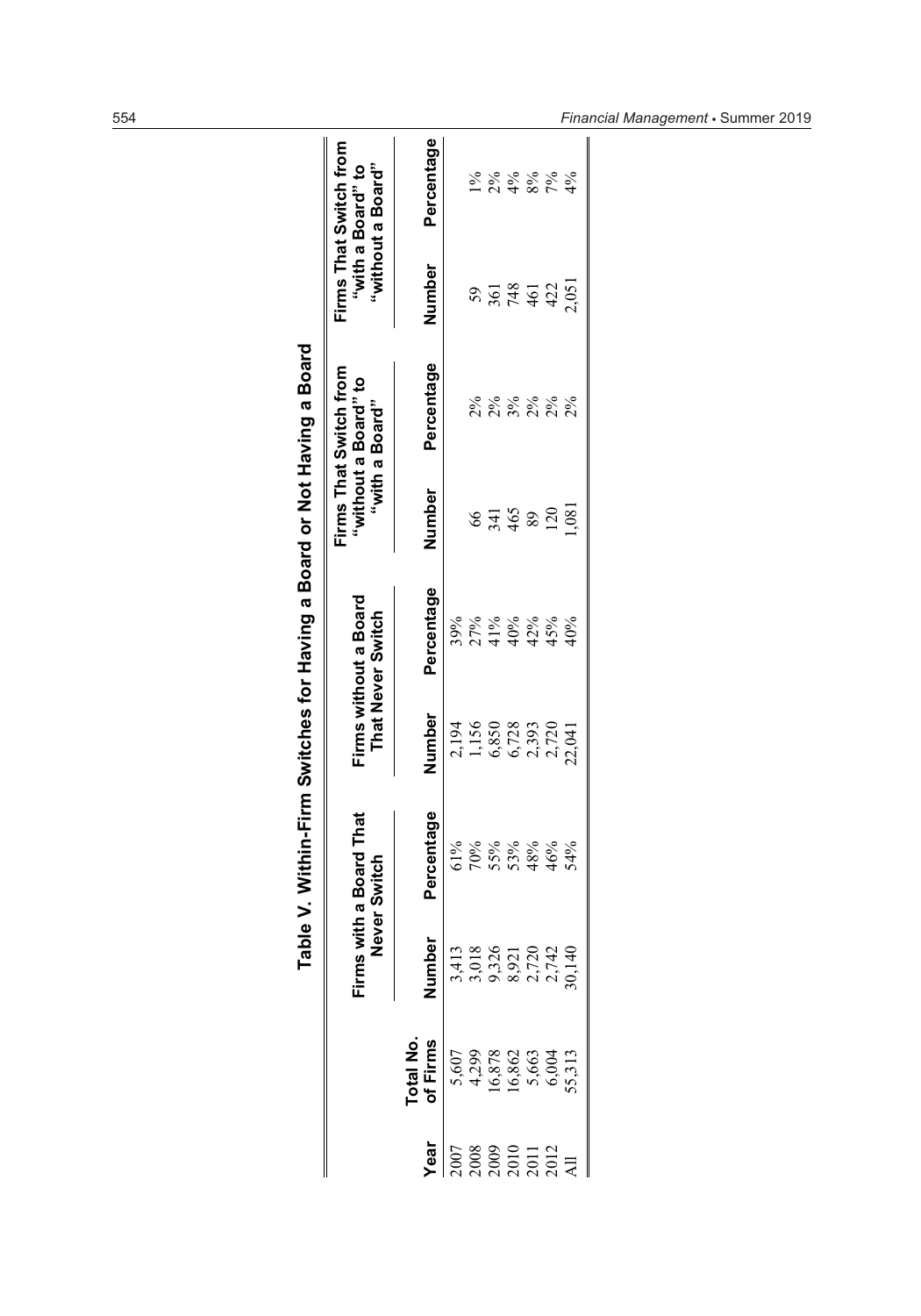## Table V. Within-Firm Switches for Having a Board or Not Having a Board

| Year | Total No. of Firms | Firms with a Board That Never Switch | | Firms without a Board That Never Switch | | Firms That Switch from "without a Board" to "with a Board" | | Firms That Switch from "with a Board" to "without a Board" | |
|---|---|---|---|---|---|---|---|---|---|
| | | Number | Percentage | Number | Percentage | Number | Percentage | Number | Percentage |
| 2007 | 5,607 | 3,413 | 61% | 2,194 | 39% | | | | |
| 2008 | 4,299 | 3,018 | 70% | 1,156 | 27% | 66 | 2% | 59 | 1% |
| 2009 | 16,878 | 9,326 | 55% | 6,850 | 41% | 341 | 2% | 361 | 2% |
| 2010 | 16,862 | 8,921 | 53% | 6,728 | 40% | 465 | 3% | 748 | 4% |
| 2011 | 5,663 | 2,720 | 48% | 2,393 | 42% | 89 | 2% | 461 | 8% |
| 2012 | 6,004 | 2,742 | 46% | 2,720 | 45% | 120 | 2% | 422 | 7% |
| All | 55,313 | 30,140 | 54% | 22,041 | 40% | 1,081 | 2% | 2,051 | 4% |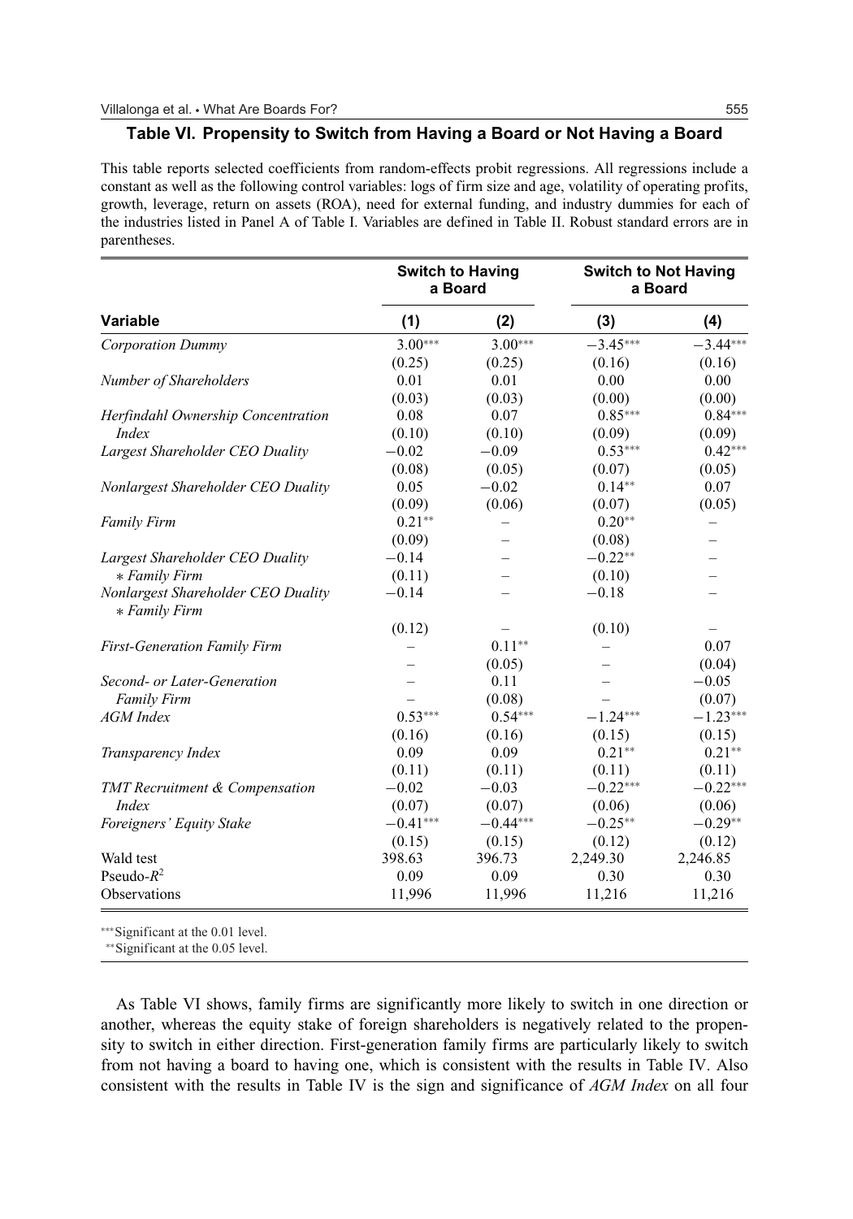**Table VI. Propensity to Switch from Having a Board or Not Having a Board**

This table reports selected coefficients from random-effects probit regressions. All regressions include a constant as well as the following control variables: logs of firm size and age, volatility of operating profits, growth, leverage, return on assets (ROA), need for external funding, and industry dummies for each of the industries listed in Panel A of Table I. Variables are defined in Table II. Robust standard errors are in parentheses.

| | Switch to Having a Board | | Switch to Not Having a Board | |
|---|---|---|---|---|
| **Variable** | **(1)** | **(2)** | **(3)** | **(4)** |
| *Corporation Dummy* | 3.00*** | 3.00*** | −3.45*** | −3.44*** |
| | (0.25) | (0.25) | (0.16) | (0.16) |
| *Number of Shareholders* | 0.01 | 0.01 | 0.00 | 0.00 |
| | (0.03) | (0.03) | (0.00) | (0.00) |
| *Herfindahl Ownership Concentration Index* | 0.08 | 0.07 | 0.85*** | 0.84*** |
| | (0.10) | (0.10) | (0.09) | (0.09) |
| *Largest Shareholder CEO Duality* | −0.02 | −0.09 | 0.53*** | 0.42*** |
| | (0.08) | (0.05) | (0.07) | (0.05) |
| *Nonlargest Shareholder CEO Duality* | 0.05 | −0.02 | 0.14** | 0.07 |
| | (0.09) | (0.06) | (0.07) | (0.05) |
| *Family Firm* | 0.21** | – | 0.20** | – |
| | (0.09) | – | (0.08) | – |
| *Largest Shareholder CEO Duality * Family Firm* | −0.14 | – | −0.22** | – |
| | (0.11) | – | (0.10) | – |
| *Nonlargest Shareholder CEO Duality * Family Firm* | −0.14 | – | −0.18 | – |
| | (0.12) | – | (0.10) | – |
| *First-Generation Family Firm* | – | 0.11** | – | 0.07 |
| | – | (0.05) | – | (0.04) |
| *Second- or Later-Generation Family Firm* | – | 0.11 | – | −0.05 |
| | – | (0.08) | – | (0.07) |
| *AGM Index* | 0.53*** | 0.54*** | −1.24*** | −1.23*** |
| | (0.16) | (0.16) | (0.15) | (0.15) |
| *Transparency Index* | 0.09 | 0.09 | 0.21** | 0.21** |
| | (0.11) | (0.11) | (0.11) | (0.11) |
| *TMT Recruitment & Compensation Index* | −0.02 | −0.03 | −0.22*** | −0.22*** |
| | (0.07) | (0.07) | (0.06) | (0.06) |
| *Foreigners' Equity Stake* | −0.41*** | −0.44*** | −0.25** | −0.29** |
| | (0.15) | (0.15) | (0.12) | (0.12) |
| Wald test | 398.63 | 396.73 | 2,249.30 | 2,246.85 |
| Pseudo-$R^2$ | 0.09 | 0.09 | 0.30 | 0.30 |
| Observations | 11,996 | 11,996 | 11,216 | 11,216 |

***Significant at the 0.01 level.
**Significant at the 0.05 level.

As Table VI shows, family firms are significantly more likely to switch in one direction or another, whereas the equity stake of foreign shareholders is negatively related to the propensity to switch in either direction. First-generation family firms are particularly likely to switch from not having a board to having one, which is consistent with the results in Table IV. Also consistent with the results in Table IV is the sign and significance of *AGM Index* on all four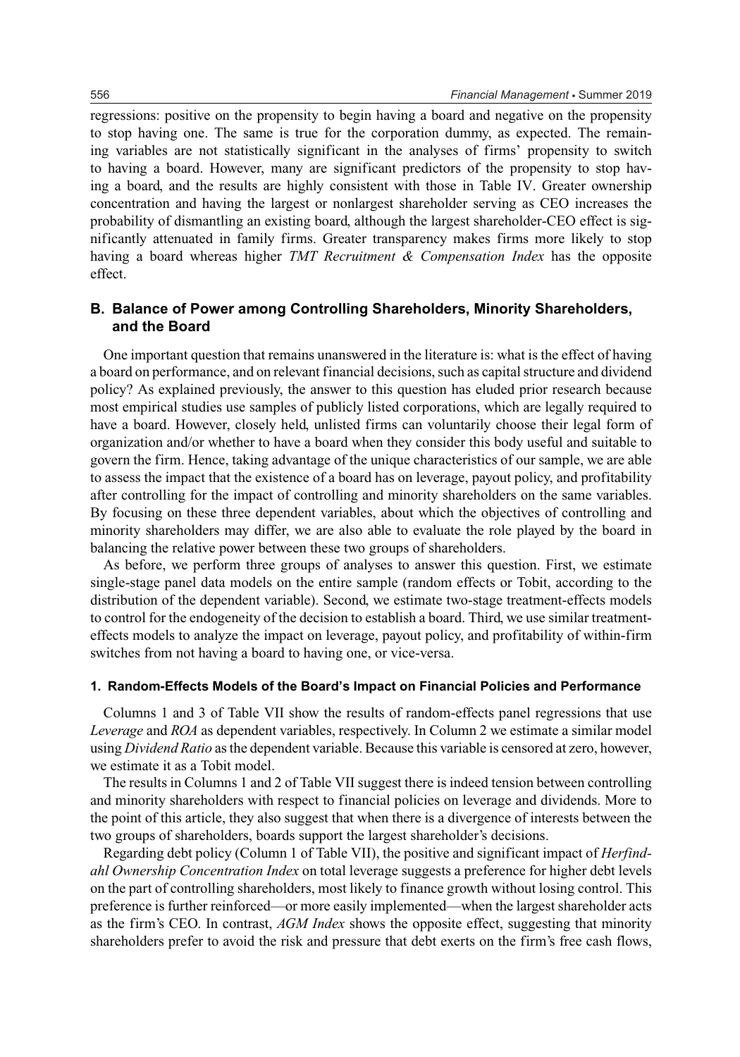regressions: positive on the propensity to begin having a board and negative on the propensity to stop having one. The same is true for the corporation dummy, as expected. The remaining variables are not statistically significant in the analyses of firms' propensity to switch to having a board. However, many are significant predictors of the propensity to stop having a board, and the results are highly consistent with those in Table IV. Greater ownership concentration and having the largest or nonlargest shareholder serving as CEO increases the probability of dismantling an existing board, although the largest shareholder-CEO effect is significantly attenuated in family firms. Greater transparency makes firms more likely to stop having a board whereas higher *TMT Recruitment & Compensation Index* has the opposite effect.

### B. Balance of Power among Controlling Shareholders, Minority Shareholders, and the Board

One important question that remains unanswered in the literature is: what is the effect of having a board on performance, and on relevant financial decisions, such as capital structure and dividend policy? As explained previously, the answer to this question has eluded prior research because most empirical studies use samples of publicly listed corporations, which are legally required to have a board. However, closely held, unlisted firms can voluntarily choose their legal form of organization and/or whether to have a board when they consider this body useful and suitable to govern the firm. Hence, taking advantage of the unique characteristics of our sample, we are able to assess the impact that the existence of a board has on leverage, payout policy, and profitability after controlling for the impact of controlling and minority shareholders on the same variables. By focusing on these three dependent variables, about which the objectives of controlling and minority shareholders may differ, we are also able to evaluate the role played by the board in balancing the relative power between these two groups of shareholders.

As before, we perform three groups of analyses to answer this question. First, we estimate single-stage panel data models on the entire sample (random effects or Tobit, according to the distribution of the dependent variable). Second, we estimate two-stage treatment-effects models to control for the endogeneity of the decision to establish a board. Third, we use similar treatment-effects models to analyze the impact on leverage, payout policy, and profitability of within-firm switches from not having a board to having one, or vice-versa.

#### 1. Random-Effects Models of the Board's Impact on Financial Policies and Performance

Columns 1 and 3 of Table VII show the results of random-effects panel regressions that use *Leverage* and *ROA* as dependent variables, respectively. In Column 2 we estimate a similar model using *Dividend Ratio* as the dependent variable. Because this variable is censored at zero, however, we estimate it as a Tobit model.

The results in Columns 1 and 2 of Table VII suggest there is indeed tension between controlling and minority shareholders with respect to financial policies on leverage and dividends. More to the point of this article, they also suggest that when there is a divergence of interests between the two groups of shareholders, boards support the largest shareholder's decisions.

Regarding debt policy (Column 1 of Table VII), the positive and significant impact of *Herfindahl Ownership Concentration Index* on total leverage suggests a preference for higher debt levels on the part of controlling shareholders, most likely to finance growth without losing control. This preference is further reinforced—or more easily implemented—when the largest shareholder acts as the firm's CEO. In contrast, *AGM Index* shows the opposite effect, suggesting that minority shareholders prefer to avoid the risk and pressure that debt exerts on the firm's free cash flows,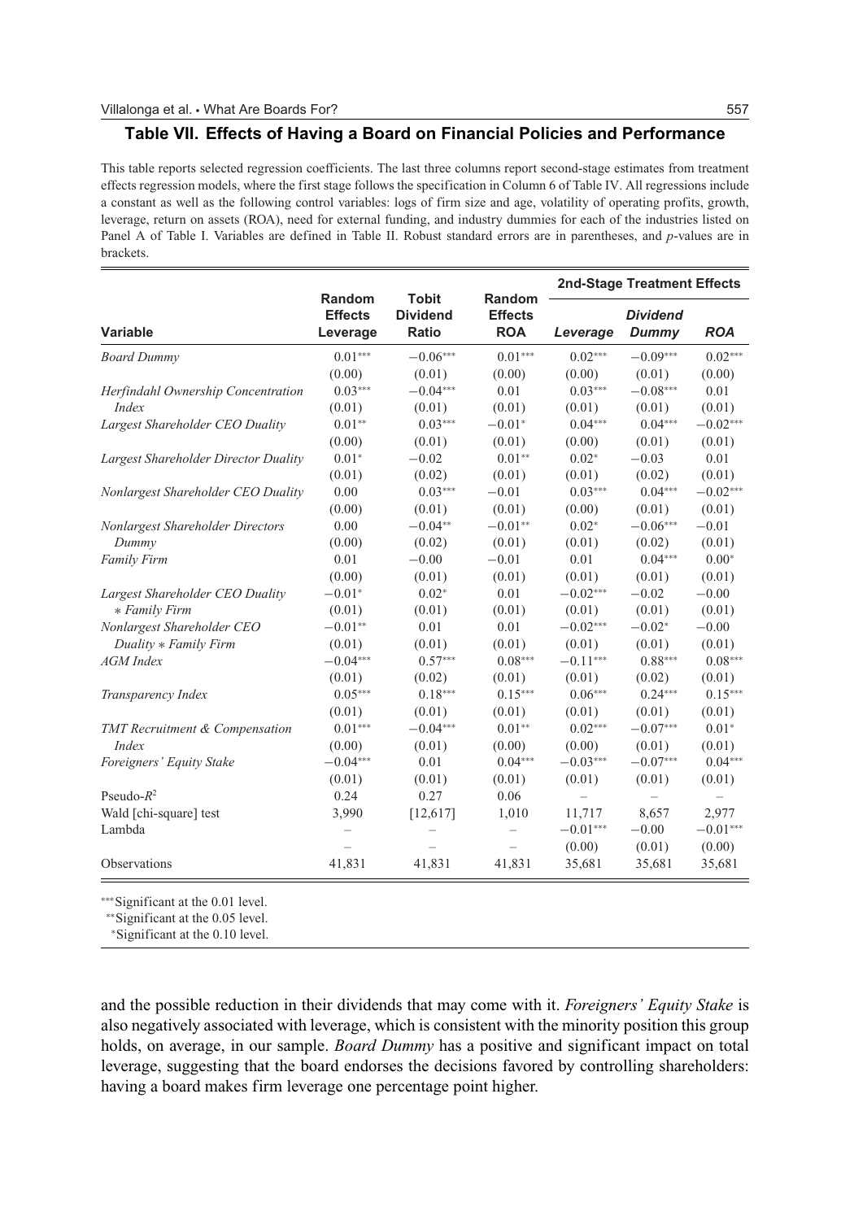## Table VII. Effects of Having a Board on Financial Policies and Performance

This table reports selected regression coefficients. The last three columns report second-stage estimates from treatment effects regression models, where the first stage follows the specification in Column 6 of Table IV. All regressions include a constant as well as the following control variables: logs of firm size and age, volatility of operating profits, growth, leverage, return on assets (ROA), need for external funding, and industry dummies for each of the industries listed on Panel A of Table I. Variables are defined in Table II. Robust standard errors are in parentheses, and *p*-values are in brackets.

| Variable | Random Effects Leverage | Tobit Dividend Ratio | Random Effects ROA | 2nd-Stage Treatment Effects | | |
|---|---|---|---|---|---|---|
| | | | | *Leverage* | ***Dividend Dummy*** | ***ROA*** |
| *Board Dummy* | 0.01*** | −0.06*** | 0.01*** | 0.02*** | −0.09*** | 0.02*** |
| | (0.00) | (0.01) | (0.00) | (0.00) | (0.01) | (0.00) |
| *Herfindahl Ownership Concentration Index* | 0.03*** | −0.04*** | 0.01 | 0.03*** | −0.08*** | 0.01 |
| | (0.01) | (0.01) | (0.01) | (0.01) | (0.01) | (0.01) |
| *Largest Shareholder CEO Duality* | 0.01** | 0.03*** | −0.01* | 0.04*** | 0.04*** | −0.02*** |
| | (0.00) | (0.01) | (0.01) | (0.00) | (0.01) | (0.01) |
| *Largest Shareholder Director Duality* | 0.01* | −0.02 | 0.01** | 0.02* | −0.03 | 0.01 |
| | (0.01) | (0.02) | (0.01) | (0.01) | (0.02) | (0.01) |
| *Nonlargest Shareholder CEO Duality* | 0.00 | 0.03*** | −0.01 | 0.03*** | 0.04*** | −0.02*** |
| | (0.00) | (0.01) | (0.01) | (0.00) | (0.01) | (0.01) |
| *Nonlargest Shareholder Directors Dummy* | 0.00 | −0.04** | −0.01** | 0.02* | −0.06*** | −0.01 |
| | (0.00) | (0.02) | (0.01) | (0.01) | (0.02) | (0.01) |
| *Family Firm* | 0.01 | −0.00 | −0.01 | 0.01 | 0.04*** | 0.00* |
| | (0.00) | (0.01) | (0.01) | (0.01) | (0.01) | (0.01) |
| *Largest Shareholder CEO Duality * Family Firm* | −0.01* | 0.02* | 0.01 | −0.02*** | −0.02 | −0.00 |
| | (0.01) | (0.01) | (0.01) | (0.01) | (0.01) | (0.01) |
| *Nonlargest Shareholder CEO Duality * Family Firm* | −0.01** | 0.01 | 0.01 | −0.02*** | −0.02* | −0.00 |
| | (0.01) | (0.01) | (0.01) | (0.01) | (0.01) | (0.01) |
| *AGM Index* | −0.04*** | 0.57*** | 0.08*** | −0.11*** | 0.88*** | 0.08*** |
| | (0.01) | (0.02) | (0.01) | (0.01) | (0.02) | (0.01) |
| *Transparency Index* | 0.05*** | 0.18*** | 0.15*** | 0.06*** | 0.24*** | 0.15*** |
| | (0.01) | (0.01) | (0.01) | (0.01) | (0.01) | (0.01) |
| *TMT Recruitment & Compensation Index* | 0.01*** | −0.04*** | 0.01** | 0.02*** | −0.07*** | 0.01* |
| | (0.00) | (0.01) | (0.00) | (0.00) | (0.01) | (0.01) |
| *Foreigners' Equity Stake* | −0.04*** | 0.01 | 0.04*** | −0.03*** | −0.07*** | 0.04*** |
| | (0.01) | (0.01) | (0.01) | (0.01) | (0.01) | (0.01) |
| Pseudo-$R^2$ | 0.24 | 0.27 | 0.06 | – | – | – |
| Wald [chi-square] test | 3,990 | [12,617] | 1,010 | 11,717 | 8,657 | 2,977 |
| Lambda | – | – | – | −0.01*** | −0.00 | −0.01*** |
| | – | – | – | (0.00) | (0.01) | (0.00) |
| Observations | 41,831 | 41,831 | 41,831 | 35,681 | 35,681 | 35,681 |

***Significant at the 0.01 level.
**Significant at the 0.05 level.
*Significant at the 0.10 level.

and the possible reduction in their dividends that may come with it. *Foreigners' Equity Stake* is also negatively associated with leverage, which is consistent with the minority position this group holds, on average, in our sample. *Board Dummy* has a positive and significant impact on total leverage, suggesting that the board endorses the decisions favored by controlling shareholders: having a board makes firm leverage one percentage point higher.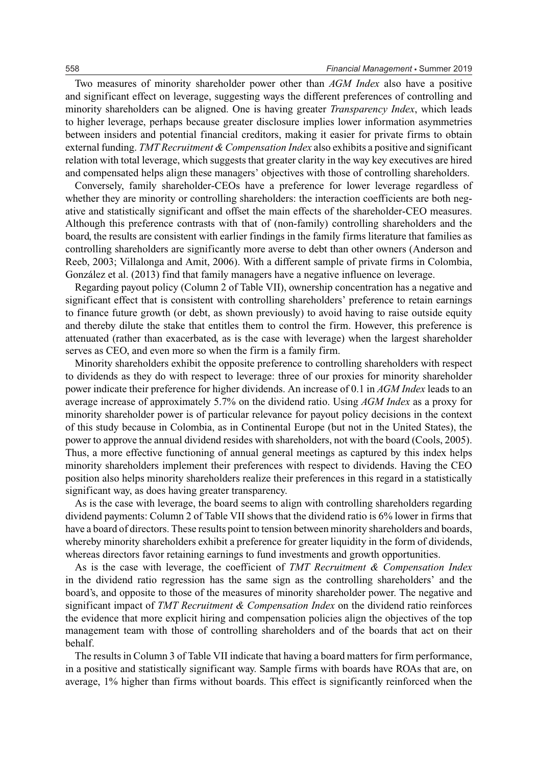Two measures of minority shareholder power other than *AGM Index* also have a positive and significant effect on leverage, suggesting ways the different preferences of controlling and minority shareholders can be aligned. One is having greater *Transparency Index*, which leads to higher leverage, perhaps because greater disclosure implies lower information asymmetries between insiders and potential financial creditors, making it easier for private firms to obtain external funding. *TMT Recruitment & Compensation Index* also exhibits a positive and significant relation with total leverage, which suggests that greater clarity in the way key executives are hired and compensated helps align these managers' objectives with those of controlling shareholders.

Conversely, family shareholder-CEOs have a preference for lower leverage regardless of whether they are minority or controlling shareholders: the interaction coefficients are both negative and statistically significant and offset the main effects of the shareholder-CEO measures. Although this preference contrasts with that of (non-family) controlling shareholders and the board, the results are consistent with earlier findings in the family firms literature that families as controlling shareholders are significantly more averse to debt than other owners (Anderson and Reeb, 2003; Villalonga and Amit, 2006). With a different sample of private firms in Colombia, González et al. (2013) find that family managers have a negative influence on leverage.

Regarding payout policy (Column 2 of Table VII), ownership concentration has a negative and significant effect that is consistent with controlling shareholders' preference to retain earnings to finance future growth (or debt, as shown previously) to avoid having to raise outside equity and thereby dilute the stake that entitles them to control the firm. However, this preference is attenuated (rather than exacerbated, as is the case with leverage) when the largest shareholder serves as CEO, and even more so when the firm is a family firm.

Minority shareholders exhibit the opposite preference to controlling shareholders with respect to dividends as they do with respect to leverage: three of our proxies for minority shareholder power indicate their preference for higher dividends. An increase of 0.1 in *AGM Index* leads to an average increase of approximately 5.7% on the dividend ratio. Using *AGM Index* as a proxy for minority shareholder power is of particular relevance for payout policy decisions in the context of this study because in Colombia, as in Continental Europe (but not in the United States), the power to approve the annual dividend resides with shareholders, not with the board (Cools, 2005). Thus, a more effective functioning of annual general meetings as captured by this index helps minority shareholders implement their preferences with respect to dividends. Having the CEO position also helps minority shareholders realize their preferences in this regard in a statistically significant way, as does having greater transparency.

As is the case with leverage, the board seems to align with controlling shareholders regarding dividend payments: Column 2 of Table VII shows that the dividend ratio is 6% lower in firms that have a board of directors. These results point to tension between minority shareholders and boards, whereby minority shareholders exhibit a preference for greater liquidity in the form of dividends, whereas directors favor retaining earnings to fund investments and growth opportunities.

As is the case with leverage, the coefficient of *TMT Recruitment & Compensation Index* in the dividend ratio regression has the same sign as the controlling shareholders' and the board's, and opposite to those of the measures of minority shareholder power. The negative and significant impact of *TMT Recruitment & Compensation Index* on the dividend ratio reinforces the evidence that more explicit hiring and compensation policies align the objectives of the top management team with those of controlling shareholders and of the boards that act on their behalf.

The results in Column 3 of Table VII indicate that having a board matters for firm performance, in a positive and statistically significant way. Sample firms with boards have ROAs that are, on average, 1% higher than firms without boards. This effect is significantly reinforced when the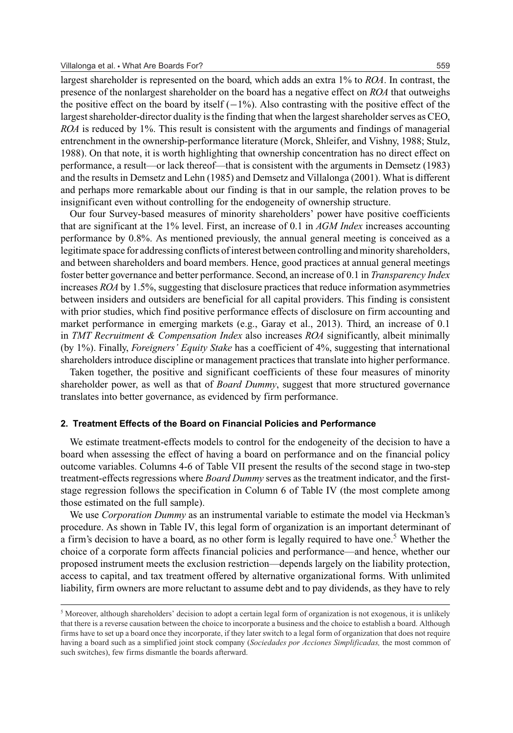largest shareholder is represented on the board, which adds an extra 1% to *ROA*. In contrast, the presence of the nonlargest shareholder on the board has a negative effect on *ROA* that outweighs the positive effect on the board by itself (−1%). Also contrasting with the positive effect of the largest shareholder-director duality is the finding that when the largest shareholder serves as CEO, *ROA* is reduced by 1%. This result is consistent with the arguments and findings of managerial entrenchment in the ownership-performance literature (Morck, Shleifer, and Vishny, 1988; Stulz, 1988). On that note, it is worth highlighting that ownership concentration has no direct effect on performance, a result—or lack thereof—that is consistent with the arguments in Demsetz (1983) and the results in Demsetz and Lehn (1985) and Demsetz and Villalonga (2001). What is different and perhaps more remarkable about our finding is that in our sample, the relation proves to be insignificant even without controlling for the endogeneity of ownership structure.

Our four Survey-based measures of minority shareholders' power have positive coefficients that are significant at the 1% level. First, an increase of 0.1 in *AGM Index* increases accounting performance by 0.8%. As mentioned previously, the annual general meeting is conceived as a legitimate space for addressing conflicts of interest between controlling and minority shareholders, and between shareholders and board members. Hence, good practices at annual general meetings foster better governance and better performance. Second, an increase of 0.1 in *Transparency Index* increases *ROA* by 1.5%, suggesting that disclosure practices that reduce information asymmetries between insiders and outsiders are beneficial for all capital providers. This finding is consistent with prior studies, which find positive performance effects of disclosure on firm accounting and market performance in emerging markets (e.g., Garay et al., 2013). Third, an increase of 0.1 in *TMT Recruitment & Compensation Index* also increases *ROA* significantly, albeit minimally (by 1%). Finally, *Foreigners' Equity Stake* has a coefficient of 4%, suggesting that international shareholders introduce discipline or management practices that translate into higher performance.

Taken together, the positive and significant coefficients of these four measures of minority shareholder power, as well as that of *Board Dummy*, suggest that more structured governance translates into better governance, as evidenced by firm performance.

### 2. Treatment Effects of the Board on Financial Policies and Performance

We estimate treatment-effects models to control for the endogeneity of the decision to have a board when assessing the effect of having a board on performance and on the financial policy outcome variables. Columns 4-6 of Table VII present the results of the second stage in two-step treatment-effects regressions where *Board Dummy* serves as the treatment indicator, and the first-stage regression follows the specification in Column 6 of Table IV (the most complete among those estimated on the full sample).

We use *Corporation Dummy* as an instrumental variable to estimate the model via Heckman's procedure. As shown in Table IV, this legal form of organization is an important determinant of a firm's decision to have a board, as no other form is legally required to have one.[5] Whether the choice of a corporate form affects financial policies and performance—and hence, whether our proposed instrument meets the exclusion restriction—depends largely on the liability protection, access to capital, and tax treatment offered by alternative organizational forms. With unlimited liability, firm owners are more reluctant to assume debt and to pay dividends, as they have to rely

[5] Moreover, although shareholders' decision to adopt a certain legal form of organization is not exogenous, it is unlikely that there is a reverse causation between the choice to incorporate a business and the choice to establish a board. Although firms have to set up a board once they incorporate, if they later switch to a legal form of organization that does not require having a board such as a simplified joint stock company (*Sociedades por Acciones Simplificadas,* the most common of such switches), few firms dismantle the boards afterward.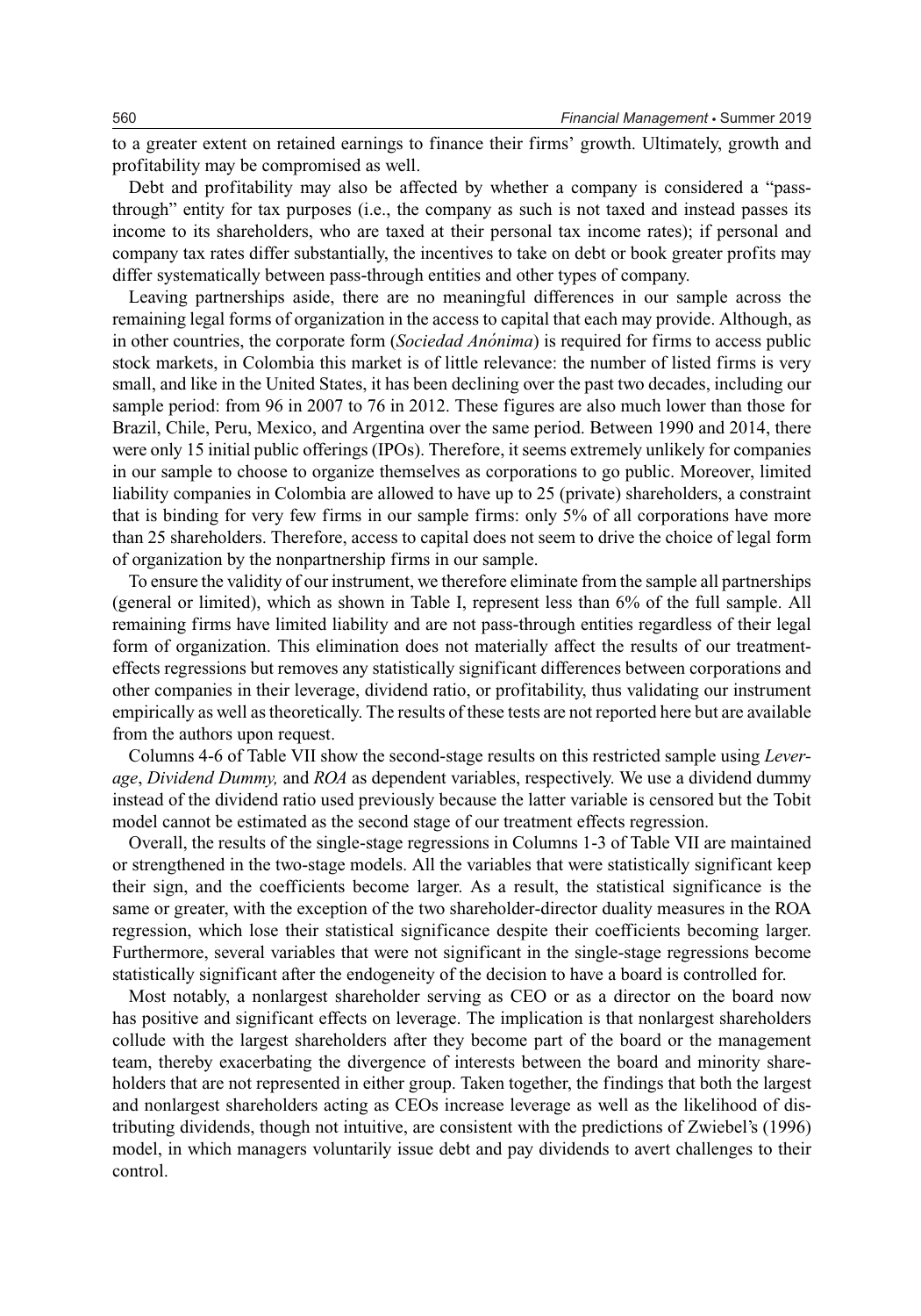to a greater extent on retained earnings to finance their firms' growth. Ultimately, growth and profitability may be compromised as well.

Debt and profitability may also be affected by whether a company is considered a "pass-through" entity for tax purposes (i.e., the company as such is not taxed and instead passes its income to its shareholders, who are taxed at their personal tax income rates); if personal and company tax rates differ substantially, the incentives to take on debt or book greater profits may differ systematically between pass-through entities and other types of company.

Leaving partnerships aside, there are no meaningful differences in our sample across the remaining legal forms of organization in the access to capital that each may provide. Although, as in other countries, the corporate form (*Sociedad Anónima*) is required for firms to access public stock markets, in Colombia this market is of little relevance: the number of listed firms is very small, and like in the United States, it has been declining over the past two decades, including our sample period: from 96 in 2007 to 76 in 2012. These figures are also much lower than those for Brazil, Chile, Peru, Mexico, and Argentina over the same period. Between 1990 and 2014, there were only 15 initial public offerings (IPOs). Therefore, it seems extremely unlikely for companies in our sample to choose to organize themselves as corporations to go public. Moreover, limited liability companies in Colombia are allowed to have up to 25 (private) shareholders, a constraint that is binding for very few firms in our sample firms: only 5% of all corporations have more than 25 shareholders. Therefore, access to capital does not seem to drive the choice of legal form of organization by the nonpartnership firms in our sample.

To ensure the validity of our instrument, we therefore eliminate from the sample all partnerships (general or limited), which as shown in Table I, represent less than 6% of the full sample. All remaining firms have limited liability and are not pass-through entities regardless of their legal form of organization. This elimination does not materially affect the results of our treatment-effects regressions but removes any statistically significant differences between corporations and other companies in their leverage, dividend ratio, or profitability, thus validating our instrument empirically as well as theoretically. The results of these tests are not reported here but are available from the authors upon request.

Columns 4-6 of Table VII show the second-stage results on this restricted sample using *Leverage*, *Dividend Dummy,* and *ROA* as dependent variables, respectively. We use a dividend dummy instead of the dividend ratio used previously because the latter variable is censored but the Tobit model cannot be estimated as the second stage of our treatment effects regression.

Overall, the results of the single-stage regressions in Columns 1-3 of Table VII are maintained or strengthened in the two-stage models. All the variables that were statistically significant keep their sign, and the coefficients become larger. As a result, the statistical significance is the same or greater, with the exception of the two shareholder-director duality measures in the ROA regression, which lose their statistical significance despite their coefficients becoming larger. Furthermore, several variables that were not significant in the single-stage regressions become statistically significant after the endogeneity of the decision to have a board is controlled for.

Most notably, a nonlargest shareholder serving as CEO or as a director on the board now has positive and significant effects on leverage. The implication is that nonlargest shareholders collude with the largest shareholders after they become part of the board or the management team, thereby exacerbating the divergence of interests between the board and minority shareholders that are not represented in either group. Taken together, the findings that both the largest and nonlargest shareholders acting as CEOs increase leverage as well as the likelihood of distributing dividends, though not intuitive, are consistent with the predictions of Zwiebel's (1996) model, in which managers voluntarily issue debt and pay dividends to avert challenges to their control.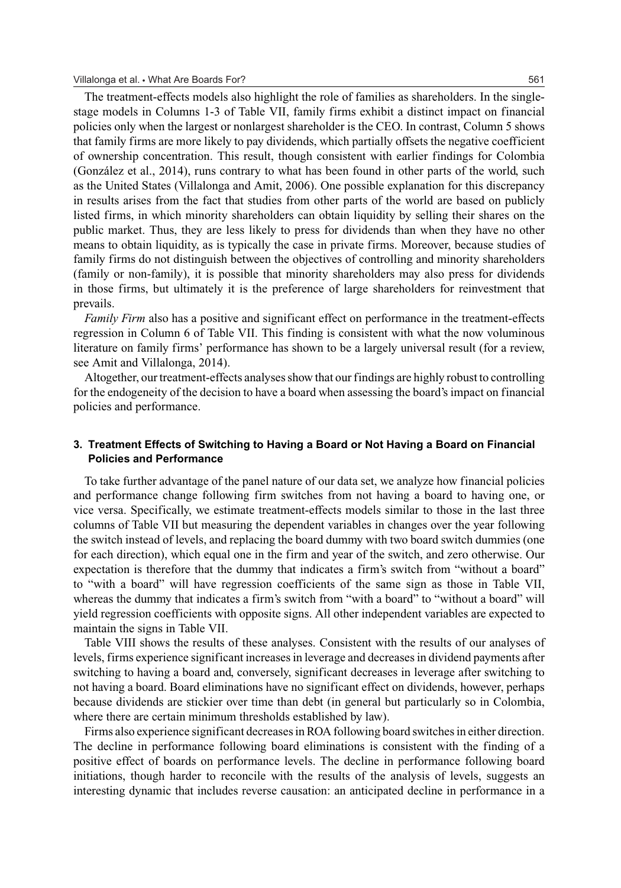The treatment-effects models also highlight the role of families as shareholders. In the single-stage models in Columns 1-3 of Table VII, family firms exhibit a distinct impact on financial policies only when the largest or nonlargest shareholder is the CEO. In contrast, Column 5 shows that family firms are more likely to pay dividends, which partially offsets the negative coefficient of ownership concentration. This result, though consistent with earlier findings for Colombia (González et al., 2014), runs contrary to what has been found in other parts of the world, such as the United States (Villalonga and Amit, 2006). One possible explanation for this discrepancy in results arises from the fact that studies from other parts of the world are based on publicly listed firms, in which minority shareholders can obtain liquidity by selling their shares on the public market. Thus, they are less likely to press for dividends than when they have no other means to obtain liquidity, as is typically the case in private firms. Moreover, because studies of family firms do not distinguish between the objectives of controlling and minority shareholders (family or non-family), it is possible that minority shareholders may also press for dividends in those firms, but ultimately it is the preference of large shareholders for reinvestment that prevails.

*Family Firm* also has a positive and significant effect on performance in the treatment-effects regression in Column 6 of Table VII. This finding is consistent with what the now voluminous literature on family firms' performance has shown to be a largely universal result (for a review, see Amit and Villalonga, 2014).

Altogether, our treatment-effects analyses show that our findings are highly robust to controlling for the endogeneity of the decision to have a board when assessing the board's impact on financial policies and performance.

### 3. Treatment Effects of Switching to Having a Board or Not Having a Board on Financial Policies and Performance

To take further advantage of the panel nature of our data set, we analyze how financial policies and performance change following firm switches from not having a board to having one, or vice versa. Specifically, we estimate treatment-effects models similar to those in the last three columns of Table VII but measuring the dependent variables in changes over the year following the switch instead of levels, and replacing the board dummy with two board switch dummies (one for each direction), which equal one in the firm and year of the switch, and zero otherwise. Our expectation is therefore that the dummy that indicates a firm's switch from "without a board" to "with a board" will have regression coefficients of the same sign as those in Table VII, whereas the dummy that indicates a firm's switch from "with a board" to "without a board" will yield regression coefficients with opposite signs. All other independent variables are expected to maintain the signs in Table VII.

Table VIII shows the results of these analyses. Consistent with the results of our analyses of levels, firms experience significant increases in leverage and decreases in dividend payments after switching to having a board and, conversely, significant decreases in leverage after switching to not having a board. Board eliminations have no significant effect on dividends, however, perhaps because dividends are stickier over time than debt (in general but particularly so in Colombia, where there are certain minimum thresholds established by law).

Firms also experience significant decreases in ROA following board switches in either direction. The decline in performance following board eliminations is consistent with the finding of a positive effect of boards on performance levels. The decline in performance following board initiations, though harder to reconcile with the results of the analysis of levels, suggests an interesting dynamic that includes reverse causation: an anticipated decline in performance in a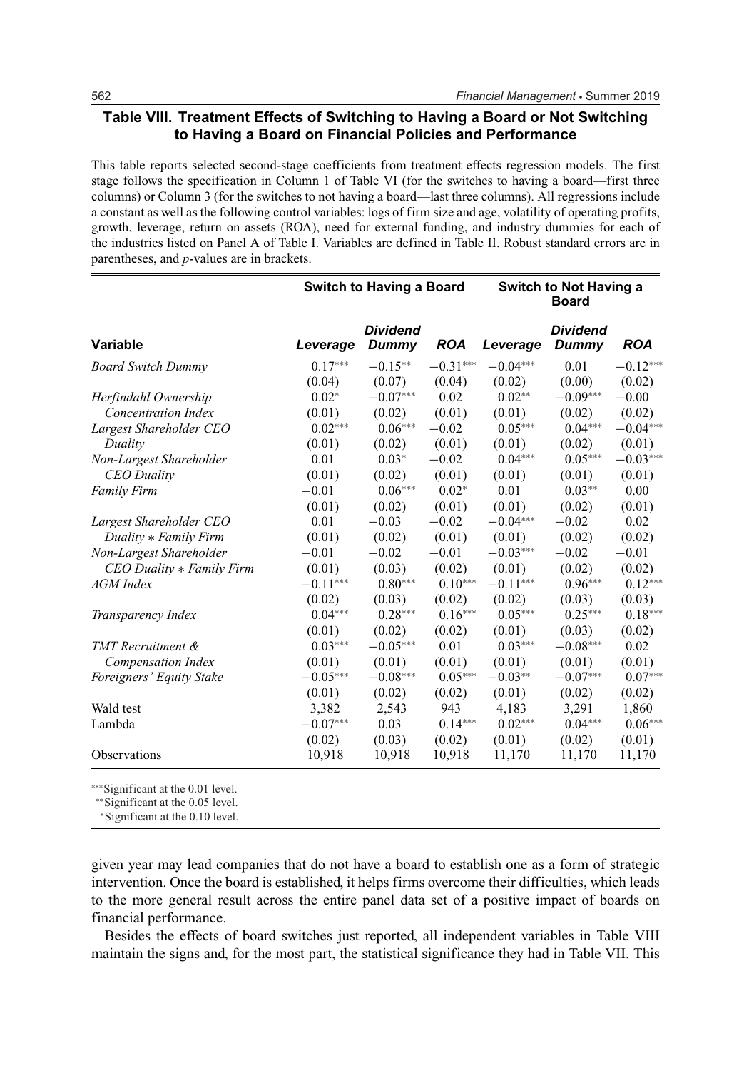**Table VIII. Treatment Effects of Switching to Having a Board or Not Switching to Having a Board on Financial Policies and Performance**

This table reports selected second-stage coefficients from treatment effects regression models. The first stage follows the specification in Column 1 of Table VI (for the switches to having a board—first three columns) or Column 3 (for the switches to not having a board—last three columns). All regressions include a constant as well as the following control variables: logs of firm size and age, volatility of operating profits, growth, leverage, return on assets (ROA), need for external funding, and industry dummies for each of the industries listed on Panel A of Table I. Variables are defined in Table II. Robust standard errors are in parentheses, and *p*-values are in brackets.

| | Switch to Having a Board | | | Switch to Not Having a Board | | |
|---|---|---|---|---|---|---|
| **Variable** | ***Leverage*** | ***Dividend Dummy*** | ***ROA*** | ***Leverage*** | ***Dividend Dummy*** | ***ROA*** |
| *Board Switch Dummy* | 0.17*** | −0.15** | −0.31*** | −0.04*** | 0.01 | −0.12*** |
| | (0.04) | (0.07) | (0.04) | (0.02) | (0.00) | (0.02) |
| *Herfindahl Ownership Concentration Index* | 0.02* | −0.07*** | 0.02 | 0.02** | −0.09*** | −0.00 |
| | (0.01) | (0.02) | (0.01) | (0.01) | (0.02) | (0.02) |
| *Largest Shareholder CEO Duality* | 0.02*** | 0.06*** | −0.02 | 0.05*** | 0.04*** | −0.04*** |
| | (0.01) | (0.02) | (0.01) | (0.01) | (0.02) | (0.01) |
| *Non-Largest Shareholder CEO Duality* | 0.01 | 0.03* | −0.02 | 0.04*** | 0.05*** | −0.03*** |
| | (0.01) | (0.02) | (0.01) | (0.01) | (0.01) | (0.01) |
| *Family Firm* | −0.01 | 0.06*** | 0.02* | 0.01 | 0.03** | 0.00 |
| | (0.01) | (0.02) | (0.01) | (0.01) | (0.02) | (0.01) |
| *Largest Shareholder CEO Duality ∗ Family Firm* | 0.01 | −0.03 | −0.02 | −0.04*** | −0.02 | 0.02 |
| | (0.01) | (0.02) | (0.01) | (0.01) | (0.02) | (0.02) |
| *Non-Largest Shareholder CEO Duality ∗ Family Firm* | −0.01 | −0.02 | −0.01 | −0.03*** | −0.02 | −0.01 |
| | (0.01) | (0.03) | (0.02) | (0.01) | (0.02) | (0.02) |
| *AGM Index* | −0.11*** | 0.80*** | 0.10*** | −0.11*** | 0.96*** | 0.12*** |
| | (0.02) | (0.03) | (0.02) | (0.02) | (0.03) | (0.03) |
| *Transparency Index* | 0.04*** | 0.28*** | 0.16*** | 0.05*** | 0.25*** | 0.18*** |
| | (0.01) | (0.02) | (0.02) | (0.01) | (0.03) | (0.02) |
| *TMT Recruitment & Compensation Index* | 0.03*** | −0.05*** | 0.01 | 0.03*** | −0.08*** | 0.02 |
| | (0.01) | (0.01) | (0.01) | (0.01) | (0.01) | (0.01) |
| *Foreigners' Equity Stake* | −0.05*** | −0.08*** | 0.05*** | −0.03** | −0.07*** | 0.07*** |
| | (0.01) | (0.02) | (0.02) | (0.01) | (0.02) | (0.02) |
| Wald test | 3,382 | 2,543 | 943 | 4,183 | 3,291 | 1,860 |
| Lambda | −0.07*** | 0.03 | 0.14*** | 0.02*** | 0.04*** | 0.06*** |
| | (0.02) | (0.03) | (0.02) | (0.01) | (0.02) | (0.01) |
| Observations | 10,918 | 10,918 | 10,918 | 11,170 | 11,170 | 11,170 |

***Significant at the 0.01 level.
**Significant at the 0.05 level.
*Significant at the 0.10 level.

given year may lead companies that do not have a board to establish one as a form of strategic intervention. Once the board is established, it helps firms overcome their difficulties, which leads to the more general result across the entire panel data set of a positive impact of boards on financial performance.

Besides the effects of board switches just reported, all independent variables in Table VIII maintain the signs and, for the most part, the statistical significance they had in Table VII. This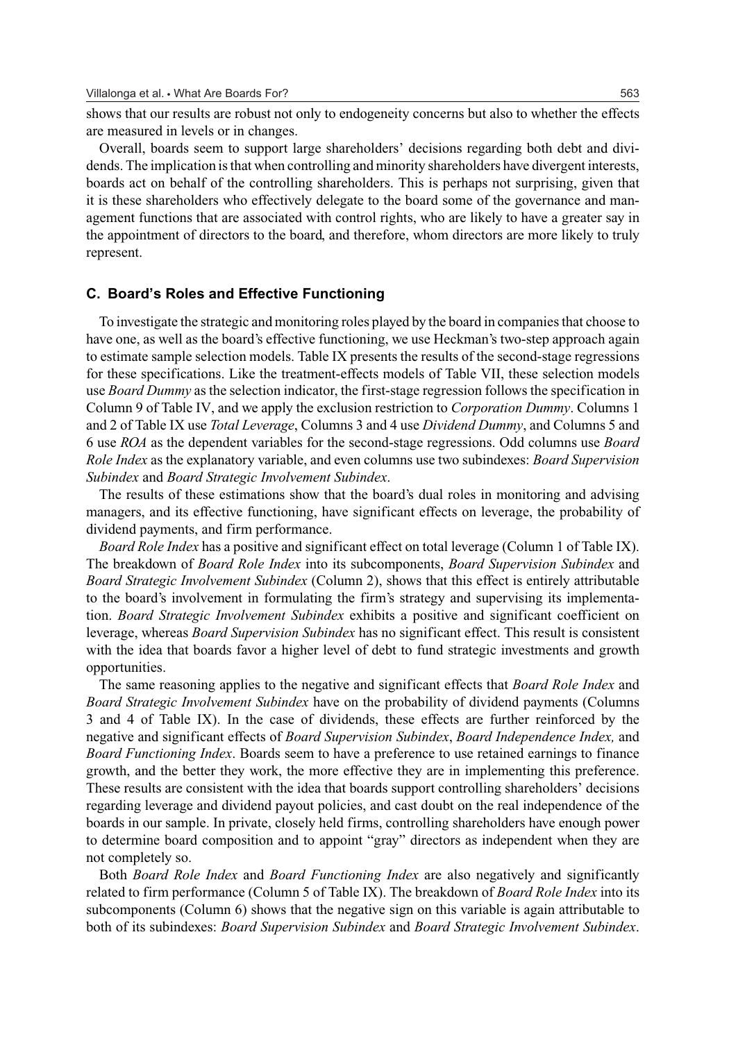shows that our results are robust not only to endogeneity concerns but also to whether the effects are measured in levels or in changes.

Overall, boards seem to support large shareholders' decisions regarding both debt and dividends. The implication is that when controlling and minority shareholders have divergent interests, boards act on behalf of the controlling shareholders. This is perhaps not surprising, given that it is these shareholders who effectively delegate to the board some of the governance and management functions that are associated with control rights, who are likely to have a greater say in the appointment of directors to the board, and therefore, whom directors are more likely to truly represent.

### C. Board's Roles and Effective Functioning

To investigate the strategic and monitoring roles played by the board in companies that choose to have one, as well as the board's effective functioning, we use Heckman's two-step approach again to estimate sample selection models. Table IX presents the results of the second-stage regressions for these specifications. Like the treatment-effects models of Table VII, these selection models use *Board Dummy* as the selection indicator, the first-stage regression follows the specification in Column 9 of Table IV, and we apply the exclusion restriction to *Corporation Dummy*. Columns 1 and 2 of Table IX use *Total Leverage*, Columns 3 and 4 use *Dividend Dummy*, and Columns 5 and 6 use *ROA* as the dependent variables for the second-stage regressions. Odd columns use *Board Role Index* as the explanatory variable, and even columns use two subindexes: *Board Supervision Subindex* and *Board Strategic Involvement Subindex*.

The results of these estimations show that the board's dual roles in monitoring and advising managers, and its effective functioning, have significant effects on leverage, the probability of dividend payments, and firm performance.

*Board Role Index* has a positive and significant effect on total leverage (Column 1 of Table IX). The breakdown of *Board Role Index* into its subcomponents, *Board Supervision Subindex* and *Board Strategic Involvement Subindex* (Column 2), shows that this effect is entirely attributable to the board's involvement in formulating the firm's strategy and supervising its implementation. *Board Strategic Involvement Subindex* exhibits a positive and significant coefficient on leverage, whereas *Board Supervision Subindex* has no significant effect. This result is consistent with the idea that boards favor a higher level of debt to fund strategic investments and growth opportunities.

The same reasoning applies to the negative and significant effects that *Board Role Index* and *Board Strategic Involvement Subindex* have on the probability of dividend payments (Columns 3 and 4 of Table IX). In the case of dividends, these effects are further reinforced by the negative and significant effects of *Board Supervision Subindex*, *Board Independence Index,* and *Board Functioning Index*. Boards seem to have a preference to use retained earnings to finance growth, and the better they work, the more effective they are in implementing this preference. These results are consistent with the idea that boards support controlling shareholders' decisions regarding leverage and dividend payout policies, and cast doubt on the real independence of the boards in our sample. In private, closely held firms, controlling shareholders have enough power to determine board composition and to appoint "gray" directors as independent when they are not completely so.

Both *Board Role Index* and *Board Functioning Index* are also negatively and significantly related to firm performance (Column 5 of Table IX). The breakdown of *Board Role Index* into its subcomponents (Column 6) shows that the negative sign on this variable is again attributable to both of its subindexes: *Board Supervision Subindex* and *Board Strategic Involvement Subindex*.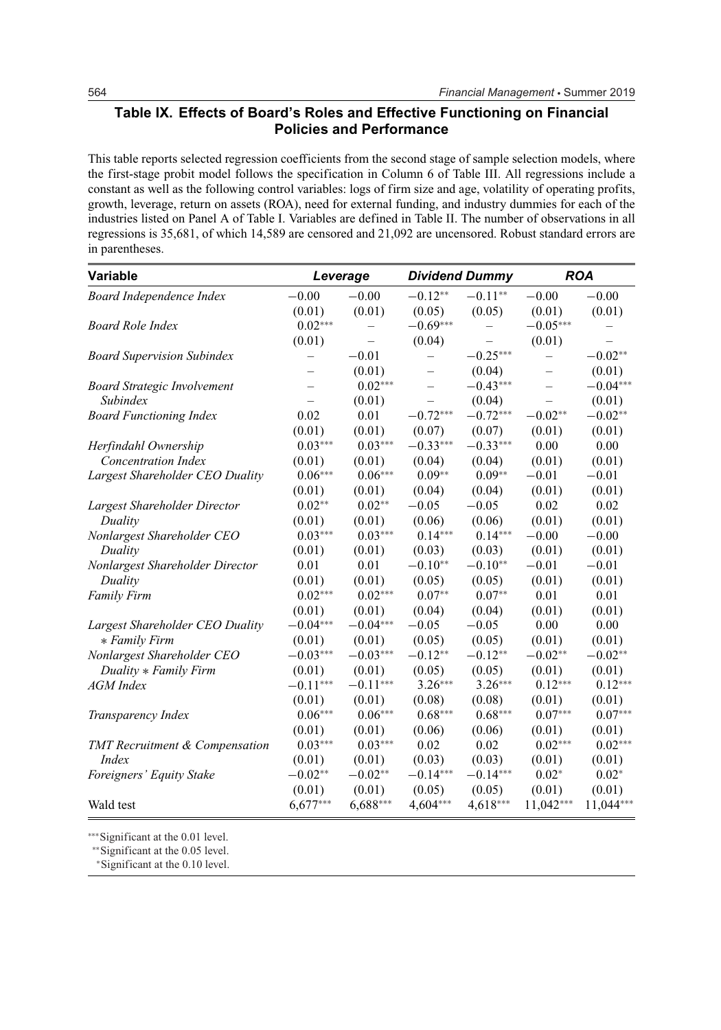## Table IX. Effects of Board's Roles and Effective Functioning on Financial Policies and Performance

This table reports selected regression coefficients from the second stage of sample selection models, where the first-stage probit model follows the specification in Column 6 of Table III. All regressions include a constant as well as the following control variables: logs of firm size and age, volatility of operating profits, growth, leverage, return on assets (ROA), need for external funding, and industry dummies for each of the industries listed on Panel A of Table I. Variables are defined in Table II. The number of observations in all regressions is 35,681, of which 14,589 are censored and 21,092 are uncensored. Robust standard errors are in parentheses.

| Variable | *Leverage* | | *Dividend Dummy* | | *ROA* | |
|---|---|---|---|---|---|---|
| *Board Independence Index* | −0.00 | −0.00 | −0.12** | −0.11** | −0.00 | −0.00 |
| | (0.01) | (0.01) | (0.05) | (0.05) | (0.01) | (0.01) |
| *Board Role Index* | 0.02*** | – | −0.69*** | – | −0.05*** | – |
| | (0.01) | – | (0.04) | – | (0.01) | – |
| *Board Supervision Subindex* | – | −0.01 | – | −0.25*** | – | −0.02** |
| | – | (0.01) | – | (0.04) | – | (0.01) |
| *Board Strategic Involvement Subindex* | – | 0.02*** | – | −0.43*** | – | −0.04*** |
| | – | (0.01) | – | (0.04) | – | (0.01) |
| *Board Functioning Index* | 0.02 | 0.01 | −0.72*** | −0.72*** | −0.02** | −0.02** |
| | (0.01) | (0.01) | (0.07) | (0.07) | (0.01) | (0.01) |
| *Herfindahl Ownership Concentration Index* | 0.03*** | 0.03*** | −0.33*** | −0.33*** | 0.00 | 0.00 |
| | (0.01) | (0.01) | (0.04) | (0.04) | (0.01) | (0.01) |
| *Largest Shareholder CEO Duality* | 0.06*** | 0.06*** | 0.09** | 0.09** | −0.01 | −0.01 |
| | (0.01) | (0.01) | (0.04) | (0.04) | (0.01) | (0.01) |
| *Largest Shareholder Director Duality* | 0.02** | 0.02** | −0.05 | −0.05 | 0.02 | 0.02 |
| | (0.01) | (0.01) | (0.06) | (0.06) | (0.01) | (0.01) |
| *Nonlargest Shareholder CEO Duality* | 0.03*** | 0.03*** | 0.14*** | 0.14*** | −0.00 | −0.00 |
| | (0.01) | (0.01) | (0.03) | (0.03) | (0.01) | (0.01) |
| *Nonlargest Shareholder Director Duality* | 0.01 | 0.01 | −0.10** | −0.10** | −0.01 | −0.01 |
| | (0.01) | (0.01) | (0.05) | (0.05) | (0.01) | (0.01) |
| *Family Firm* | 0.02*** | 0.02*** | 0.07** | 0.07** | 0.01 | 0.01 |
| | (0.01) | (0.01) | (0.04) | (0.04) | (0.01) | (0.01) |
| *Largest Shareholder CEO Duality * Family Firm* | −0.04*** | −0.04*** | −0.05 | −0.05 | 0.00 | 0.00 |
| | (0.01) | (0.01) | (0.05) | (0.05) | (0.01) | (0.01) |
| *Nonlargest Shareholder CEO Duality * Family Firm* | −0.03*** | −0.03*** | −0.12** | −0.12** | −0.02** | −0.02** |
| | (0.01) | (0.01) | (0.05) | (0.05) | (0.01) | (0.01) |
| *AGM Index* | −0.11*** | −0.11*** | 3.26*** | 3.26*** | 0.12*** | 0.12*** |
| | (0.01) | (0.01) | (0.08) | (0.08) | (0.01) | (0.01) |
| *Transparency Index* | 0.06*** | 0.06*** | 0.68*** | 0.68*** | 0.07*** | 0.07*** |
| | (0.01) | (0.01) | (0.06) | (0.06) | (0.01) | (0.01) |
| *TMT Recruitment & Compensation Index* | 0.03*** | 0.03*** | 0.02 | 0.02 | 0.02*** | 0.02*** |
| | (0.01) | (0.01) | (0.03) | (0.03) | (0.01) | (0.01) |
| *Foreigners' Equity Stake* | −0.02** | −0.02** | −0.14*** | −0.14*** | 0.02* | 0.02* |
| | (0.01) | (0.01) | (0.05) | (0.05) | (0.01) | (0.01) |
| Wald test | 6,677*** | 6,688*** | 4,604*** | 4,618*** | 11,042*** | 11,044*** |

***Significant at the 0.01 level.
**Significant at the 0.05 level.
*Significant at the 0.10 level.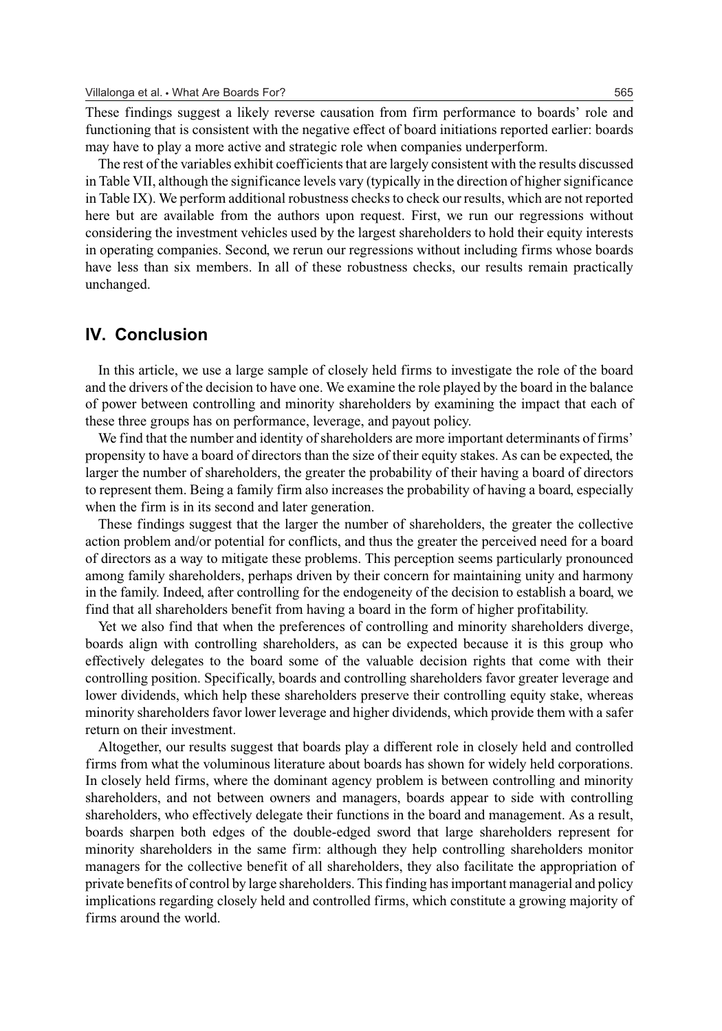These findings suggest a likely reverse causation from firm performance to boards' role and functioning that is consistent with the negative effect of board initiations reported earlier: boards may have to play a more active and strategic role when companies underperform.

The rest of the variables exhibit coefficients that are largely consistent with the results discussed in Table VII, although the significance levels vary (typically in the direction of higher significance in Table IX). We perform additional robustness checks to check our results, which are not reported here but are available from the authors upon request. First, we run our regressions without considering the investment vehicles used by the largest shareholders to hold their equity interests in operating companies. Second, we rerun our regressions without including firms whose boards have less than six members. In all of these robustness checks, our results remain practically unchanged.

## IV. Conclusion

In this article, we use a large sample of closely held firms to investigate the role of the board and the drivers of the decision to have one. We examine the role played by the board in the balance of power between controlling and minority shareholders by examining the impact that each of these three groups has on performance, leverage, and payout policy.

We find that the number and identity of shareholders are more important determinants of firms' propensity to have a board of directors than the size of their equity stakes. As can be expected, the larger the number of shareholders, the greater the probability of their having a board of directors to represent them. Being a family firm also increases the probability of having a board, especially when the firm is in its second and later generation.

These findings suggest that the larger the number of shareholders, the greater the collective action problem and/or potential for conflicts, and thus the greater the perceived need for a board of directors as a way to mitigate these problems. This perception seems particularly pronounced among family shareholders, perhaps driven by their concern for maintaining unity and harmony in the family. Indeed, after controlling for the endogeneity of the decision to establish a board, we find that all shareholders benefit from having a board in the form of higher profitability.

Yet we also find that when the preferences of controlling and minority shareholders diverge, boards align with controlling shareholders, as can be expected because it is this group who effectively delegates to the board some of the valuable decision rights that come with their controlling position. Specifically, boards and controlling shareholders favor greater leverage and lower dividends, which help these shareholders preserve their controlling equity stake, whereas minority shareholders favor lower leverage and higher dividends, which provide them with a safer return on their investment.

Altogether, our results suggest that boards play a different role in closely held and controlled firms from what the voluminous literature about boards has shown for widely held corporations. In closely held firms, where the dominant agency problem is between controlling and minority shareholders, and not between owners and managers, boards appear to side with controlling shareholders, who effectively delegate their functions in the board and management. As a result, boards sharpen both edges of the double-edged sword that large shareholders represent for minority shareholders in the same firm: although they help controlling shareholders monitor managers for the collective benefit of all shareholders, they also facilitate the appropriation of private benefits of control by large shareholders. This finding has important managerial and policy implications regarding closely held and controlled firms, which constitute a growing majority of firms around the world.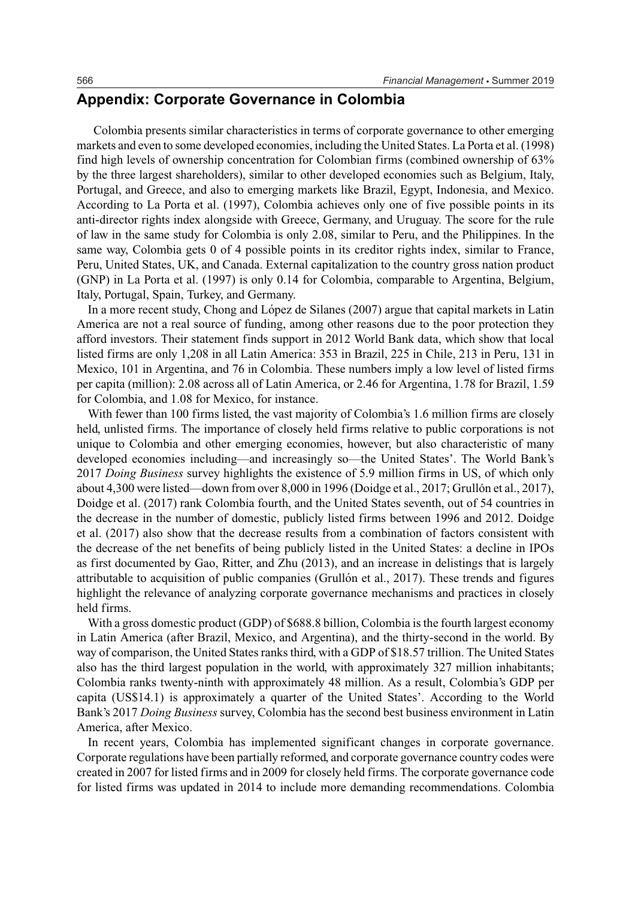## Appendix: Corporate Governance in Colombia

Colombia presents similar characteristics in terms of corporate governance to other emerging markets and even to some developed economies, including the United States. La Porta et al. (1998) find high levels of ownership concentration for Colombian firms (combined ownership of 63% by the three largest shareholders), similar to other developed economies such as Belgium, Italy, Portugal, and Greece, and also to emerging markets like Brazil, Egypt, Indonesia, and Mexico. According to La Porta et al. (1997), Colombia achieves only one of five possible points in its anti-director rights index alongside with Greece, Germany, and Uruguay. The score for the rule of law in the same study for Colombia is only 2.08, similar to Peru, and the Philippines. In the same way, Colombia gets 0 of 4 possible points in its creditor rights index, similar to France, Peru, United States, UK, and Canada. External capitalization to the country gross nation product (GNP) in La Porta et al. (1997) is only 0.14 for Colombia, comparable to Argentina, Belgium, Italy, Portugal, Spain, Turkey, and Germany.

In a more recent study, Chong and López de Silanes (2007) argue that capital markets in Latin America are not a real source of funding, among other reasons due to the poor protection they afford investors. Their statement finds support in 2012 World Bank data, which show that local listed firms are only 1,208 in all Latin America: 353 in Brazil, 225 in Chile, 213 in Peru, 131 in Mexico, 101 in Argentina, and 76 in Colombia. These numbers imply a low level of listed firms per capita (million): 2.08 across all of Latin America, or 2.46 for Argentina, 1.78 for Brazil, 1.59 for Colombia, and 1.08 for Mexico, for instance.

With fewer than 100 firms listed, the vast majority of Colombia's 1.6 million firms are closely held, unlisted firms. The importance of closely held firms relative to public corporations is not unique to Colombia and other emerging economies, however, but also characteristic of many developed economies including—and increasingly so—the United States'. The World Bank's 2017 *Doing Business* survey highlights the existence of 5.9 million firms in US, of which only about 4,300 were listed—down from over 8,000 in 1996 (Doidge et al., 2017; Grullón et al., 2017), Doidge et al. (2017) rank Colombia fourth, and the United States seventh, out of 54 countries in the decrease in the number of domestic, publicly listed firms between 1996 and 2012. Doidge et al. (2017) also show that the decrease results from a combination of factors consistent with the decrease of the net benefits of being publicly listed in the United States: a decline in IPOs as first documented by Gao, Ritter, and Zhu (2013), and an increase in delistings that is largely attributable to acquisition of public companies (Grullón et al., 2017). These trends and figures highlight the relevance of analyzing corporate governance mechanisms and practices in closely held firms.

With a gross domestic product (GDP) of $688.8 billion, Colombia is the fourth largest economy in Latin America (after Brazil, Mexico, and Argentina), and the thirty-second in the world. By way of comparison, the United States ranks third, with a GDP of $18.57 trillion. The United States also has the third largest population in the world, with approximately 327 million inhabitants; Colombia ranks twenty-ninth with approximately 48 million. As a result, Colombia's GDP per capita (US$14.1) is approximately a quarter of the United States'. According to the World Bank's 2017 *Doing Business* survey, Colombia has the second best business environment in Latin America, after Mexico.

In recent years, Colombia has implemented significant changes in corporate governance. Corporate regulations have been partially reformed, and corporate governance country codes were created in 2007 for listed firms and in 2009 for closely held firms. The corporate governance code for listed firms was updated in 2014 to include more demanding recommendations. Colombia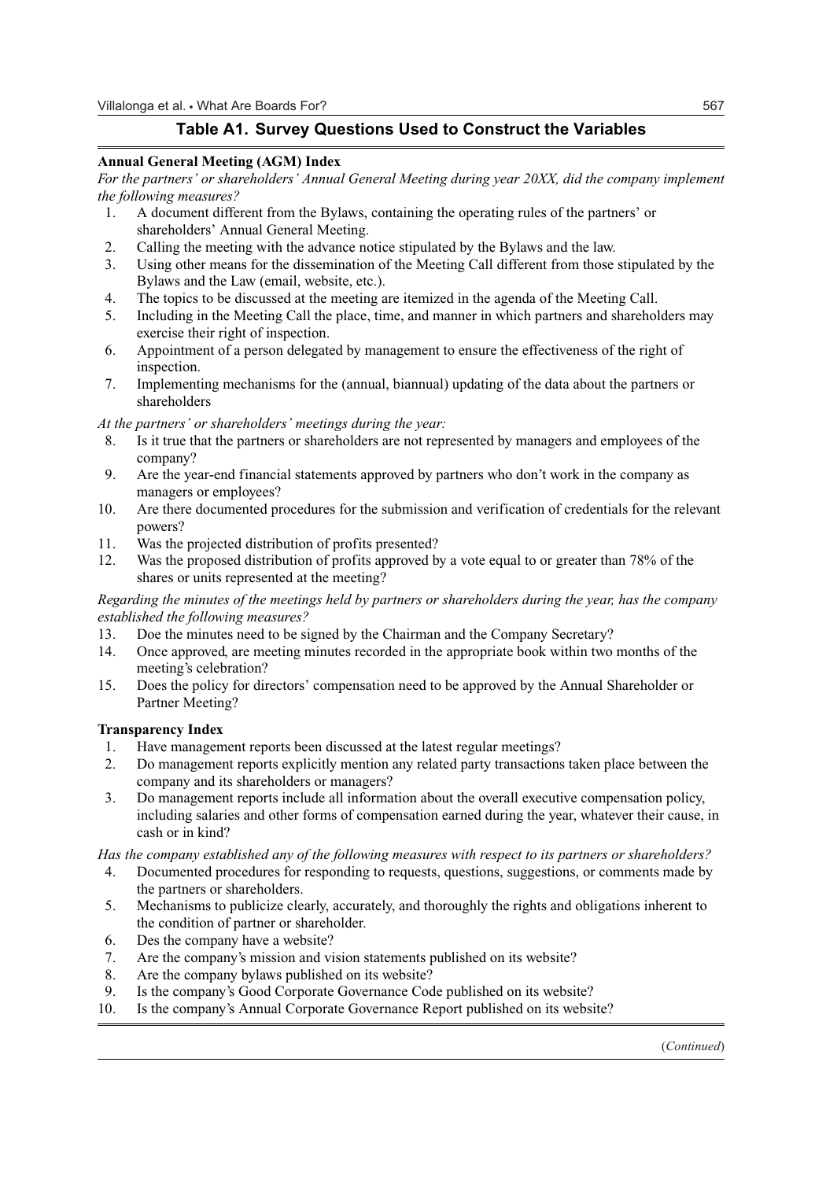## Table A1. Survey Questions Used to Construct the Variables

**Annual General Meeting (AGM) Index**

*For the partners' or shareholders' Annual General Meeting during year 20XX, did the company implement the following measures?*

1. A document different from the Bylaws, containing the operating rules of the partners' or shareholders' Annual General Meeting.
2. Calling the meeting with the advance notice stipulated by the Bylaws and the law.
3. Using other means for the dissemination of the Meeting Call different from those stipulated by the Bylaws and the Law (email, website, etc.).
4. The topics to be discussed at the meeting are itemized in the agenda of the Meeting Call.
5. Including in the Meeting Call the place, time, and manner in which partners and shareholders may exercise their right of inspection.
6. Appointment of a person delegated by management to ensure the effectiveness of the right of inspection.
7. Implementing mechanisms for the (annual, biannual) updating of the data about the partners or shareholders

*At the partners' or shareholders' meetings during the year:*

8. Is it true that the partners or shareholders are not represented by managers and employees of the company?
9. Are the year-end financial statements approved by partners who don't work in the company as managers or employees?
10. Are there documented procedures for the submission and verification of credentials for the relevant powers?
11. Was the projected distribution of profits presented?
12. Was the proposed distribution of profits approved by a vote equal to or greater than 78% of the shares or units represented at the meeting?

*Regarding the minutes of the meetings held by partners or shareholders during the year, has the company established the following measures?*

13. Doe the minutes need to be signed by the Chairman and the Company Secretary?
14. Once approved, are meeting minutes recorded in the appropriate book within two months of the meeting's celebration?
15. Does the policy for directors' compensation need to be approved by the Annual Shareholder or Partner Meeting?

**Transparency Index**

1. Have management reports been discussed at the latest regular meetings?
2. Do management reports explicitly mention any related party transactions taken place between the company and its shareholders or managers?
3. Do management reports include all information about the overall executive compensation policy, including salaries and other forms of compensation earned during the year, whatever their cause, in cash or in kind?

*Has the company established any of the following measures with respect to its partners or shareholders?*

4. Documented procedures for responding to requests, questions, suggestions, or comments made by the partners or shareholders.
5. Mechanisms to publicize clearly, accurately, and thoroughly the rights and obligations inherent to the condition of partner or shareholder.
6. Des the company have a website?
7. Are the company's mission and vision statements published on its website?
8. Are the company bylaws published on its website?
9. Is the company's Good Corporate Governance Code published on its website?
10. Is the company's Annual Corporate Governance Report published on its website?

(*Continued*)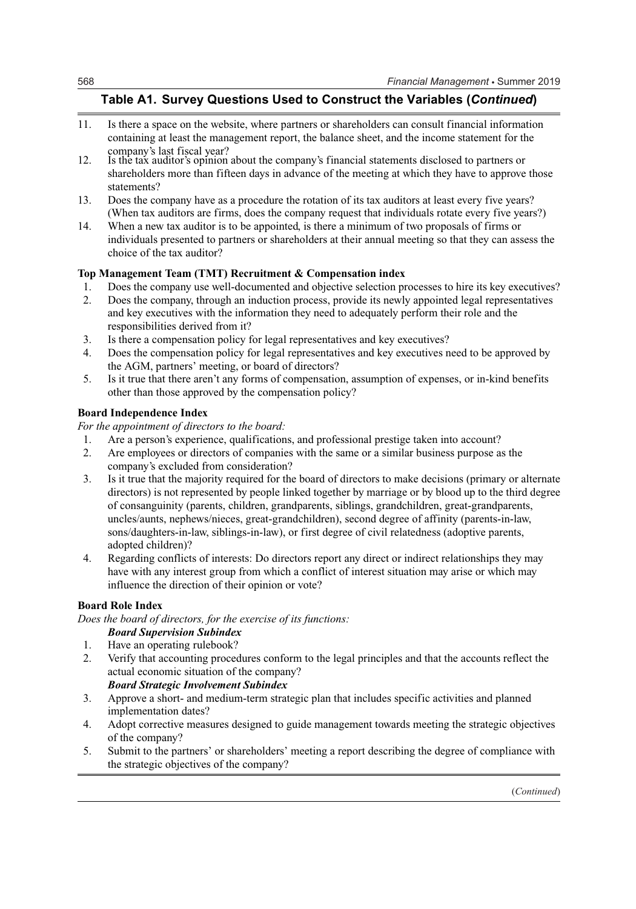## Table A1. Survey Questions Used to Construct the Variables (*Continued*)

11. Is there a space on the website, where partners or shareholders can consult financial information containing at least the management report, the balance sheet, and the income statement for the company's last fiscal year?
12. Is the tax auditor's opinion about the company's financial statements disclosed to partners or shareholders more than fifteen days in advance of the meeting at which they have to approve those statements?
13. Does the company have as a procedure the rotation of its tax auditors at least every five years? (When tax auditors are firms, does the company request that individuals rotate every five years?)
14. When a new tax auditor is to be appointed, is there a minimum of two proposals of firms or individuals presented to partners or shareholders at their annual meeting so that they can assess the choice of the tax auditor?

**Top Management Team (TMT) Recruitment & Compensation index**

1. Does the company use well-documented and objective selection processes to hire its key executives?
2. Does the company, through an induction process, provide its newly appointed legal representatives and key executives with the information they need to adequately perform their role and the responsibilities derived from it?
3. Is there a compensation policy for legal representatives and key executives?
4. Does the compensation policy for legal representatives and key executives need to be approved by the AGM, partners' meeting, or board of directors?
5. Is it true that there aren't any forms of compensation, assumption of expenses, or in-kind benefits other than those approved by the compensation policy?

**Board Independence Index**

*For the appointment of directors to the board:*

1. Are a person's experience, qualifications, and professional prestige taken into account?
2. Are employees or directors of companies with the same or a similar business purpose as the company's excluded from consideration?
3. Is it true that the majority required for the board of directors to make decisions (primary or alternate directors) is not represented by people linked together by marriage or by blood up to the third degree of consanguinity (parents, children, grandparents, siblings, grandchildren, great-grandparents, uncles/aunts, nephews/nieces, great-grandchildren), second degree of affinity (parents-in-law, sons/daughters-in-law, siblings-in-law), or first degree of civil relatedness (adoptive parents, adopted children)?
4. Regarding conflicts of interests: Do directors report any direct or indirect relationships they may have with any interest group from which a conflict of interest situation may arise or which may influence the direction of their opinion or vote?

**Board Role Index**

*Does the board of directors, for the exercise of its functions:*

***Board Supervision Subindex***

1. Have an operating rulebook?
2. Verify that accounting procedures conform to the legal principles and that the accounts reflect the actual economic situation of the company?

***Board Strategic Involvement Subindex***

3. Approve a short- and medium-term strategic plan that includes specific activities and planned implementation dates?
4. Adopt corrective measures designed to guide management towards meeting the strategic objectives of the company?
5. Submit to the partners' or shareholders' meeting a report describing the degree of compliance with the strategic objectives of the company?

(*Continued*)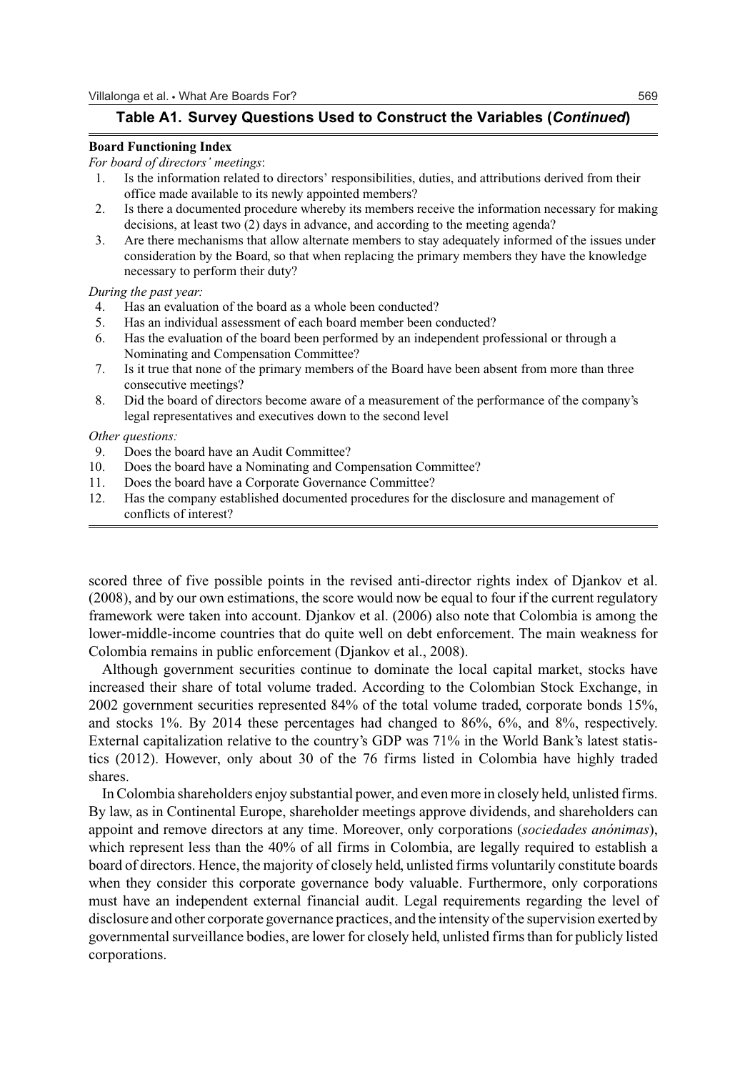**Table A1. Survey Questions Used to Construct the Variables (*Continued*)**

**Board Functioning Index**

*For board of directors' meetings*:

1. Is the information related to directors' responsibilities, duties, and attributions derived from their office made available to its newly appointed members?
2. Is there a documented procedure whereby its members receive the information necessary for making decisions, at least two (2) days in advance, and according to the meeting agenda?
3. Are there mechanisms that allow alternate members to stay adequately informed of the issues under consideration by the Board, so that when replacing the primary members they have the knowledge necessary to perform their duty?

*During the past year:*

4. Has an evaluation of the board as a whole been conducted?
5. Has an individual assessment of each board member been conducted?
6. Has the evaluation of the board been performed by an independent professional or through a Nominating and Compensation Committee?
7. Is it true that none of the primary members of the Board have been absent from more than three consecutive meetings?
8. Did the board of directors become aware of a measurement of the performance of the company's legal representatives and executives down to the second level

*Other questions:*

9. Does the board have an Audit Committee?
10. Does the board have a Nominating and Compensation Committee?
11. Does the board have a Corporate Governance Committee?
12. Has the company established documented procedures for the disclosure and management of conflicts of interest?

scored three of five possible points in the revised anti-director rights index of Djankov et al. (2008), and by our own estimations, the score would now be equal to four if the current regulatory framework were taken into account. Djankov et al. (2006) also note that Colombia is among the lower-middle-income countries that do quite well on debt enforcement. The main weakness for Colombia remains in public enforcement (Djankov et al., 2008).

Although government securities continue to dominate the local capital market, stocks have increased their share of total volume traded. According to the Colombian Stock Exchange, in 2002 government securities represented 84% of the total volume traded, corporate bonds 15%, and stocks 1%. By 2014 these percentages had changed to 86%, 6%, and 8%, respectively. External capitalization relative to the country's GDP was 71% in the World Bank's latest statistics (2012). However, only about 30 of the 76 firms listed in Colombia have highly traded shares.

In Colombia shareholders enjoy substantial power, and even more in closely held, unlisted firms. By law, as in Continental Europe, shareholder meetings approve dividends, and shareholders can appoint and remove directors at any time. Moreover, only corporations (*sociedades anónimas*), which represent less than the 40% of all firms in Colombia, are legally required to establish a board of directors. Hence, the majority of closely held, unlisted firms voluntarily constitute boards when they consider this corporate governance body valuable. Furthermore, only corporations must have an independent external financial audit. Legal requirements regarding the level of disclosure and other corporate governance practices, and the intensity of the supervision exerted by governmental surveillance bodies, are lower for closely held, unlisted firms than for publicly listed corporations.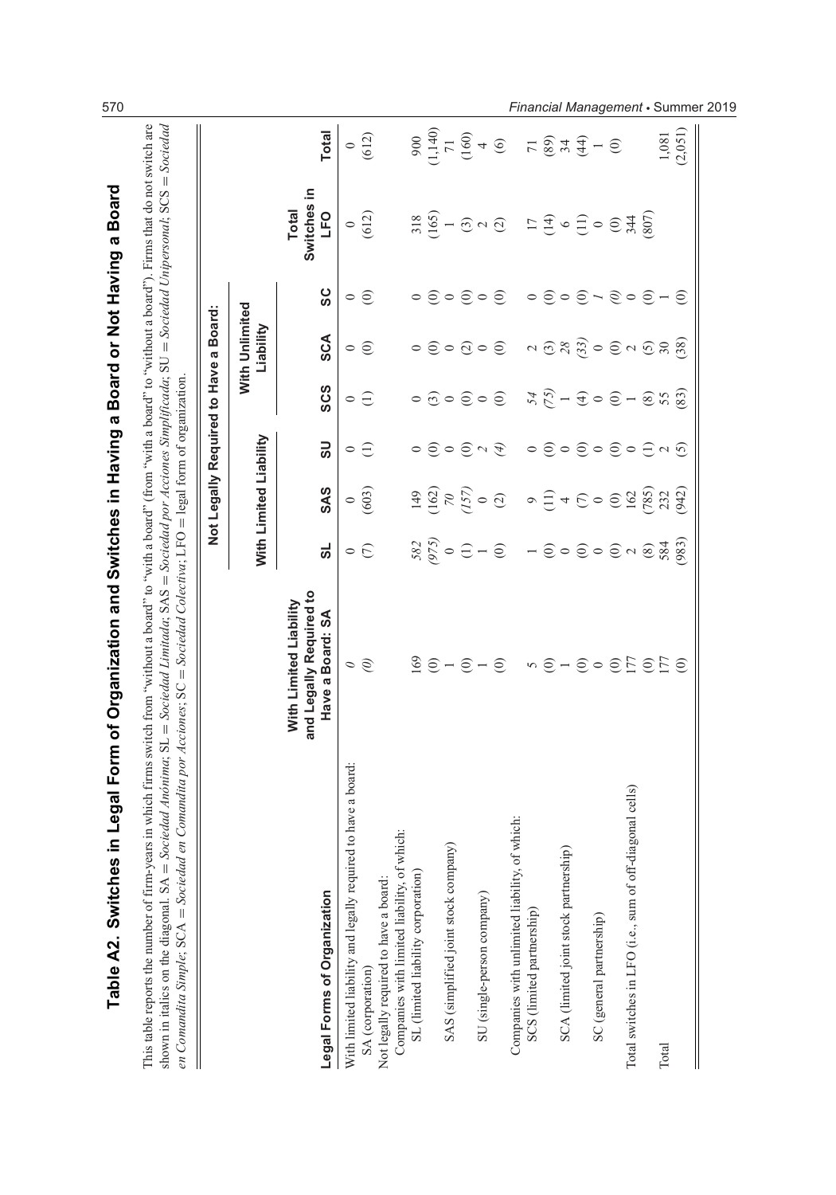# Table A2. Switches in Legal Form of Organization and Switches in Having a Board or Not Having a Board

This table reports the number of firm-years in which firms switch from "without a board" to "with a board" (from "with a board" to "without a board"). Firms that do not switch are shown in italics on the diagonal. SA = *Sociedad Anónima*; SL = *Sociedad Limitada*; SAS = *Sociedad por Acciones Simplificada*; SU = *Sociedad Unipersonal*; SCS = *Sociedad en Comandita Simple*; SCA = *Sociedad en Comandita por Acciones*; SC = *Sociedad Colectiva*; LFO = legal form of organization.

| Legal Forms of Organization | With Limited Liability and Legally Required to Have a Board: SA | Not Legally Required to Have a Board: With Limited Liability | | | With Unlimited Liability | | | Total Switches in LFO | Total |
|---|---|---|---|---|---|---|---|---|---|
| | | SL | SAS | SU | SCS | SCA | SC | | |
| With limited liability and legally required to have a board: | | | | | | | | | |
| SA (corporation) | *0* | 0 | 0 | 0 | 0 | 0 | 0 | 0 | 0 |
| | *(0)* | (7) | (603) | (1) | (1) | (0) | (0) | (612) | (612) |
| Not legally required to have a board: | | | | | | | | | |
| Companies with limited liability, of which: | | | | | | | | | |
| SL (limited liability corporation) | 169 | *582* | 149 | 0 | 0 | 0 | 0 | 318 | 900 |
| | (0) | *(975)* | (162) | (0) | (3) | (0) | (0) | (165) | (1,140) |
| SAS (simplified joint stock company) | 1 | 0 | *70* | 0 | 0 | 0 | 0 | 1 | 71 |
| | (0) | (1) | *(157)* | (0) | (0) | (2) | (0) | (3) | (160) |
| SU (single-person company) | 1 | 1 | 0 | *2* | 0 | 0 | 0 | 2 | 4 |
| | (0) | (0) | (2) | *(4)* | (0) | (0) | (0) | (2) | (6) |
| Companies with unlimited liability, of which: | | | | | | | | | |
| SCS (limited partnership) | 5 | 1 | 9 | 0 | *54* | 2 | 0 | 17 | 71 |
| | (0) | (0) | (11) | (0) | *(75)* | (3) | (0) | (14) | (89) |
| SCA (limited joint stock partnership) | 1 | 0 | 4 | 0 | 1 | *28* | 0 | 6 | 34 |
| | (0) | (0) | (7) | (0) | (4) | *(33)* | (0) | (11) | (44) |
| SC (general partnership) | 0 | 0 | 0 | 0 | 0 | 0 | *1* | 0 | 1 |
| | (0) | (0) | (0) | (0) | (0) | (0) | *(0)* | (0) | (0) |
| Total switches in LFO (i.e., sum of off-diagonal cells) | 177 | 2 | 162 | 0 | 1 | 2 | 0 | 344 | |
| | (0) | (8) | (785) | (1) | (8) | (5) | (0) | (807) | |
| Total | 177 | 584 | 232 | 2 | 55 | 30 | 1 | | 1,081 |
| | (0) | (983) | (942) | (5) | (83) | (38) | (0) | | (2,051) |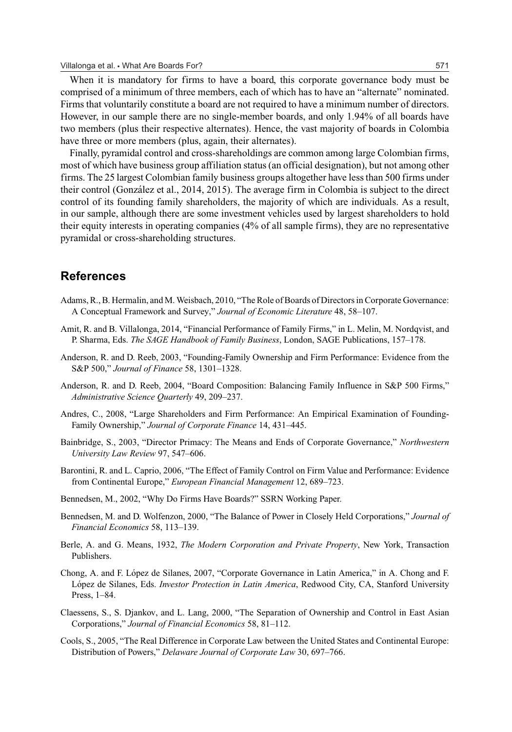When it is mandatory for firms to have a board, this corporate governance body must be comprised of a minimum of three members, each of which has to have an "alternate" nominated. Firms that voluntarily constitute a board are not required to have a minimum number of directors. However, in our sample there are no single-member boards, and only 1.94% of all boards have two members (plus their respective alternates). Hence, the vast majority of boards in Colombia have three or more members (plus, again, their alternates).

Finally, pyramidal control and cross-shareholdings are common among large Colombian firms, most of which have business group affiliation status (an official designation), but not among other firms. The 25 largest Colombian family business groups altogether have less than 500 firms under their control (González et al., 2014, 2015). The average firm in Colombia is subject to the direct control of its founding family shareholders, the majority of which are individuals. As a result, in our sample, although there are some investment vehicles used by largest shareholders to hold their equity interests in operating companies (4% of all sample firms), they are no representative pyramidal or cross-shareholding structures.

## References

Adams, R., B. Hermalin, and M. Weisbach, 2010, "The Role of Boards of Directors in Corporate Governance: A Conceptual Framework and Survey," *Journal of Economic Literature* 48, 58–107.

Amit, R. and B. Villalonga, 2014, "Financial Performance of Family Firms," in L. Melin, M. Nordqvist, and P. Sharma, Eds. *The SAGE Handbook of Family Business*, London, SAGE Publications, 157–178.

Anderson, R. and D. Reeb, 2003, "Founding-Family Ownership and Firm Performance: Evidence from the S&P 500," *Journal of Finance* 58, 1301–1328.

Anderson, R. and D. Reeb, 2004, "Board Composition: Balancing Family Influence in S&P 500 Firms," *Administrative Science Quarterly* 49, 209–237.

Andres, C., 2008, "Large Shareholders and Firm Performance: An Empirical Examination of Founding-Family Ownership," *Journal of Corporate Finance* 14, 431–445.

Bainbridge, S., 2003, "Director Primacy: The Means and Ends of Corporate Governance," *Northwestern University Law Review* 97, 547–606.

Barontini, R. and L. Caprio, 2006, "The Effect of Family Control on Firm Value and Performance: Evidence from Continental Europe," *European Financial Management* 12, 689–723.

Bennedsen, M., 2002, "Why Do Firms Have Boards?" SSRN Working Paper.

Bennedsen, M. and D. Wolfenzon, 2000, "The Balance of Power in Closely Held Corporations," *Journal of Financial Economics* 58, 113–139.

Berle, A. and G. Means, 1932, *The Modern Corporation and Private Property*, New York, Transaction Publishers.

Chong, A. and F. López de Silanes, 2007, "Corporate Governance in Latin America," in A. Chong and F. López de Silanes, Eds. *Investor Protection in Latin America*, Redwood City, CA, Stanford University Press, 1–84.

Claessens, S., S. Djankov, and L. Lang, 2000, "The Separation of Ownership and Control in East Asian Corporations," *Journal of Financial Economics* 58, 81–112.

Cools, S., 2005, "The Real Difference in Corporate Law between the United States and Continental Europe: Distribution of Powers," *Delaware Journal of Corporate Law* 30, 697–766.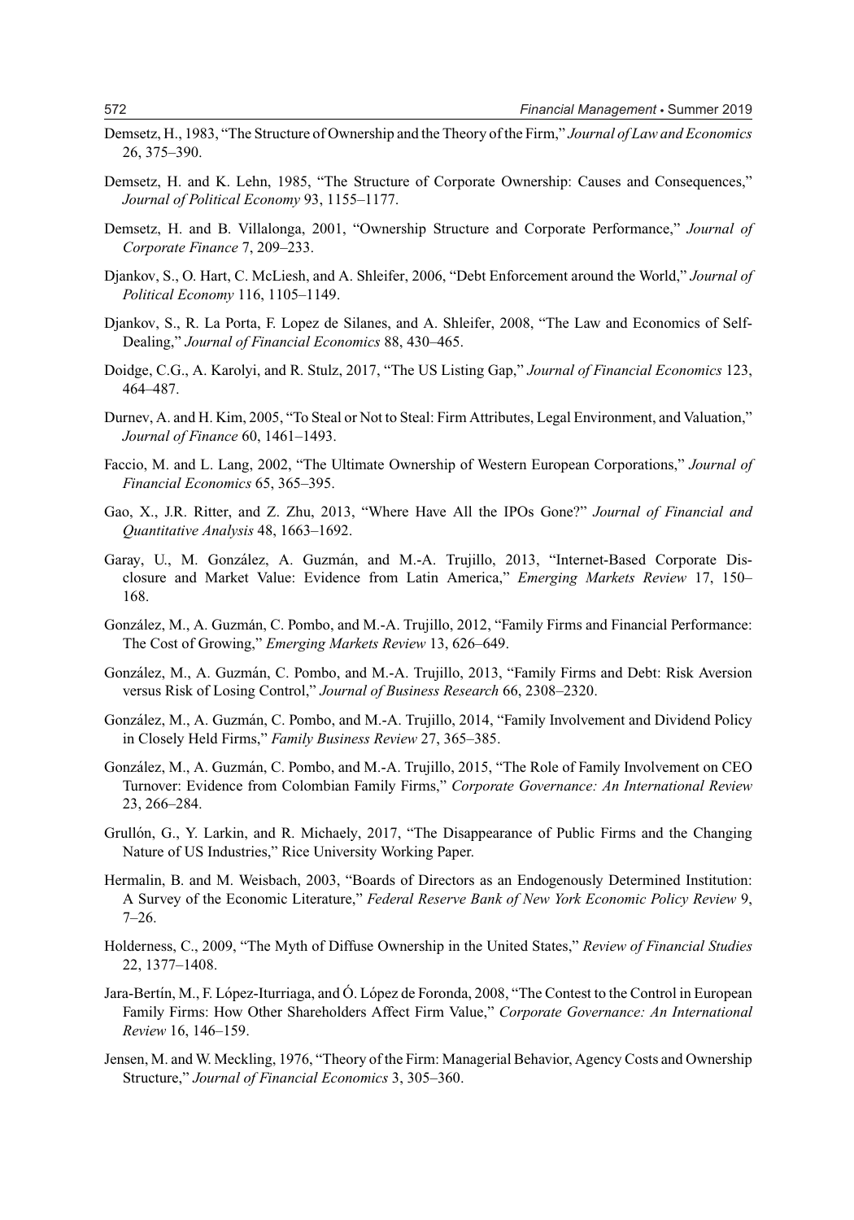Demsetz, H., 1983, "The Structure of Ownership and the Theory of the Firm," *Journal of Law and Economics* 26, 375–390.

Demsetz, H. and K. Lehn, 1985, "The Structure of Corporate Ownership: Causes and Consequences," *Journal of Political Economy* 93, 1155–1177.

Demsetz, H. and B. Villalonga, 2001, "Ownership Structure and Corporate Performance," *Journal of Corporate Finance* 7, 209–233.

Djankov, S., O. Hart, C. McLiesh, and A. Shleifer, 2006, "Debt Enforcement around the World," *Journal of Political Economy* 116, 1105–1149.

Djankov, S., R. La Porta, F. Lopez de Silanes, and A. Shleifer, 2008, "The Law and Economics of Self-Dealing," *Journal of Financial Economics* 88, 430–465.

Doidge, C.G., A. Karolyi, and R. Stulz, 2017, "The US Listing Gap," *Journal of Financial Economics* 123, 464–487.

Durnev, A. and H. Kim, 2005, "To Steal or Not to Steal: Firm Attributes, Legal Environment, and Valuation," *Journal of Finance* 60, 1461–1493.

Faccio, M. and L. Lang, 2002, "The Ultimate Ownership of Western European Corporations," *Journal of Financial Economics* 65, 365–395.

Gao, X., J.R. Ritter, and Z. Zhu, 2013, "Where Have All the IPOs Gone?" *Journal of Financial and Quantitative Analysis* 48, 1663–1692.

Garay, U., M. González, A. Guzmán, and M.-A. Trujillo, 2013, "Internet-Based Corporate Disclosure and Market Value: Evidence from Latin America," *Emerging Markets Review* 17, 150–168.

González, M., A. Guzmán, C. Pombo, and M.-A. Trujillo, 2012, "Family Firms and Financial Performance: The Cost of Growing," *Emerging Markets Review* 13, 626–649.

González, M., A. Guzmán, C. Pombo, and M.-A. Trujillo, 2013, "Family Firms and Debt: Risk Aversion versus Risk of Losing Control," *Journal of Business Research* 66, 2308–2320.

González, M., A. Guzmán, C. Pombo, and M.-A. Trujillo, 2014, "Family Involvement and Dividend Policy in Closely Held Firms," *Family Business Review* 27, 365–385.

González, M., A. Guzmán, C. Pombo, and M.-A. Trujillo, 2015, "The Role of Family Involvement on CEO Turnover: Evidence from Colombian Family Firms," *Corporate Governance: An International Review* 23, 266–284.

Grullón, G., Y. Larkin, and R. Michaely, 2017, "The Disappearance of Public Firms and the Changing Nature of US Industries," Rice University Working Paper.

Hermalin, B. and M. Weisbach, 2003, "Boards of Directors as an Endogenously Determined Institution: A Survey of the Economic Literature," *Federal Reserve Bank of New York Economic Policy Review* 9, 7–26.

Holderness, C., 2009, "The Myth of Diffuse Ownership in the United States," *Review of Financial Studies* 22, 1377–1408.

Jara-Bertín, M., F. López-Iturriaga, and Ó. López de Foronda, 2008, "The Contest to the Control in European Family Firms: How Other Shareholders Affect Firm Value," *Corporate Governance: An International Review* 16, 146–159.

Jensen, M. and W. Meckling, 1976, "Theory of the Firm: Managerial Behavior, Agency Costs and Ownership Structure," *Journal of Financial Economics* 3, 305–360.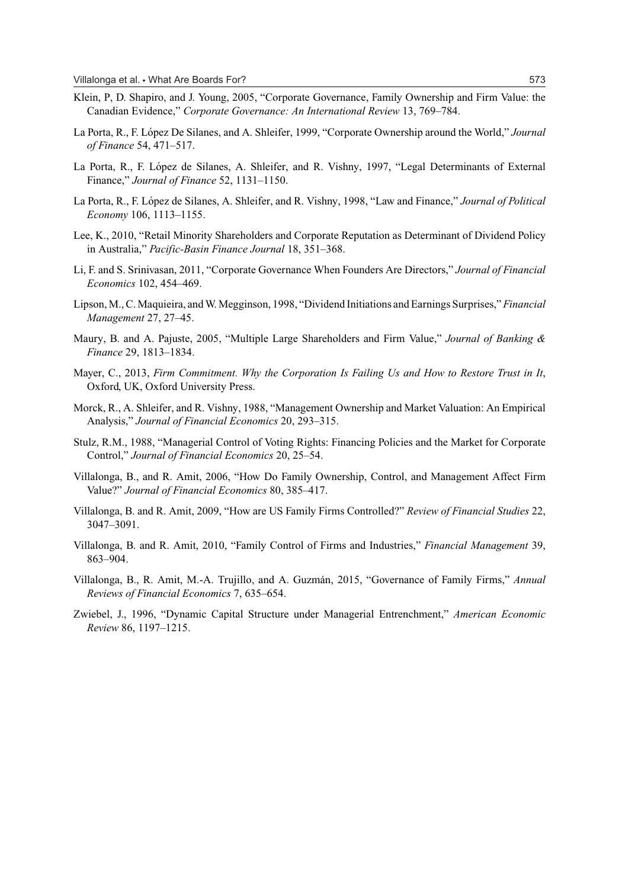Klein, P, D. Shapiro, and J. Young, 2005, "Corporate Governance, Family Ownership and Firm Value: the Canadian Evidence," *Corporate Governance: An International Review* 13, 769–784.

La Porta, R., F. López De Silanes, and A. Shleifer, 1999, "Corporate Ownership around the World," *Journal of Finance* 54, 471–517.

La Porta, R., F. López de Silanes, A. Shleifer, and R. Vishny, 1997, "Legal Determinants of External Finance," *Journal of Finance* 52, 1131–1150.

La Porta, R., F. López de Silanes, A. Shleifer, and R. Vishny, 1998, "Law and Finance," *Journal of Political Economy* 106, 1113–1155.

Lee, K., 2010, "Retail Minority Shareholders and Corporate Reputation as Determinant of Dividend Policy in Australia," *Pacific-Basin Finance Journal* 18, 351–368.

Li, F. and S. Srinivasan, 2011, "Corporate Governance When Founders Are Directors," *Journal of Financial Economics* 102, 454–469.

Lipson, M., C. Maquieira, and W. Megginson, 1998, "Dividend Initiations and Earnings Surprises," *Financial Management* 27, 27–45.

Maury, B. and A. Pajuste, 2005, "Multiple Large Shareholders and Firm Value," *Journal of Banking & Finance* 29, 1813–1834.

Mayer, C., 2013, *Firm Commitment. Why the Corporation Is Failing Us and How to Restore Trust in It*, Oxford, UK, Oxford University Press.

Morck, R., A. Shleifer, and R. Vishny, 1988, "Management Ownership and Market Valuation: An Empirical Analysis," *Journal of Financial Economics* 20, 293–315.

Stulz, R.M., 1988, "Managerial Control of Voting Rights: Financing Policies and the Market for Corporate Control," *Journal of Financial Economics* 20, 25–54.

Villalonga, B., and R. Amit, 2006, "How Do Family Ownership, Control, and Management Affect Firm Value?" *Journal of Financial Economics* 80, 385–417.

Villalonga, B. and R. Amit, 2009, "How are US Family Firms Controlled?" *Review of Financial Studies* 22, 3047–3091.

Villalonga, B. and R. Amit, 2010, "Family Control of Firms and Industries," *Financial Management* 39, 863–904.

Villalonga, B., R. Amit, M.-A. Trujillo, and A. Guzmán, 2015, "Governance of Family Firms," *Annual Reviews of Financial Economics* 7, 635–654.

Zwiebel, J., 1996, "Dynamic Capital Structure under Managerial Entrenchment," *American Economic Review* 86, 1197–1215.